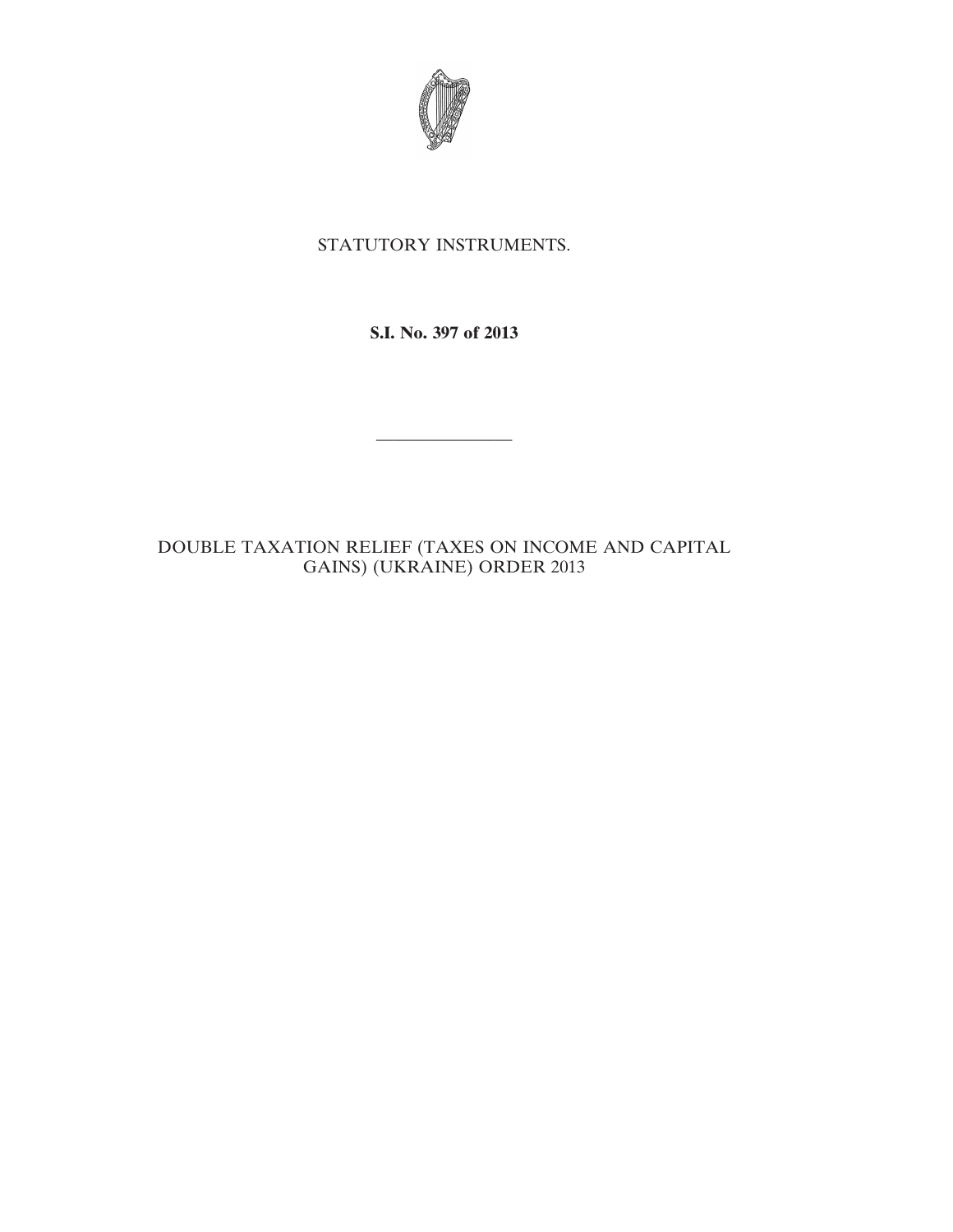STATUTORY INSTRUMENTS.

**S.I. No. 397 of 2013**

---

DOUBLE TAXATION RELIEF (TAXES ON INCOME AND CAPITAL GAINS) (UKRAINE) ORDER 2013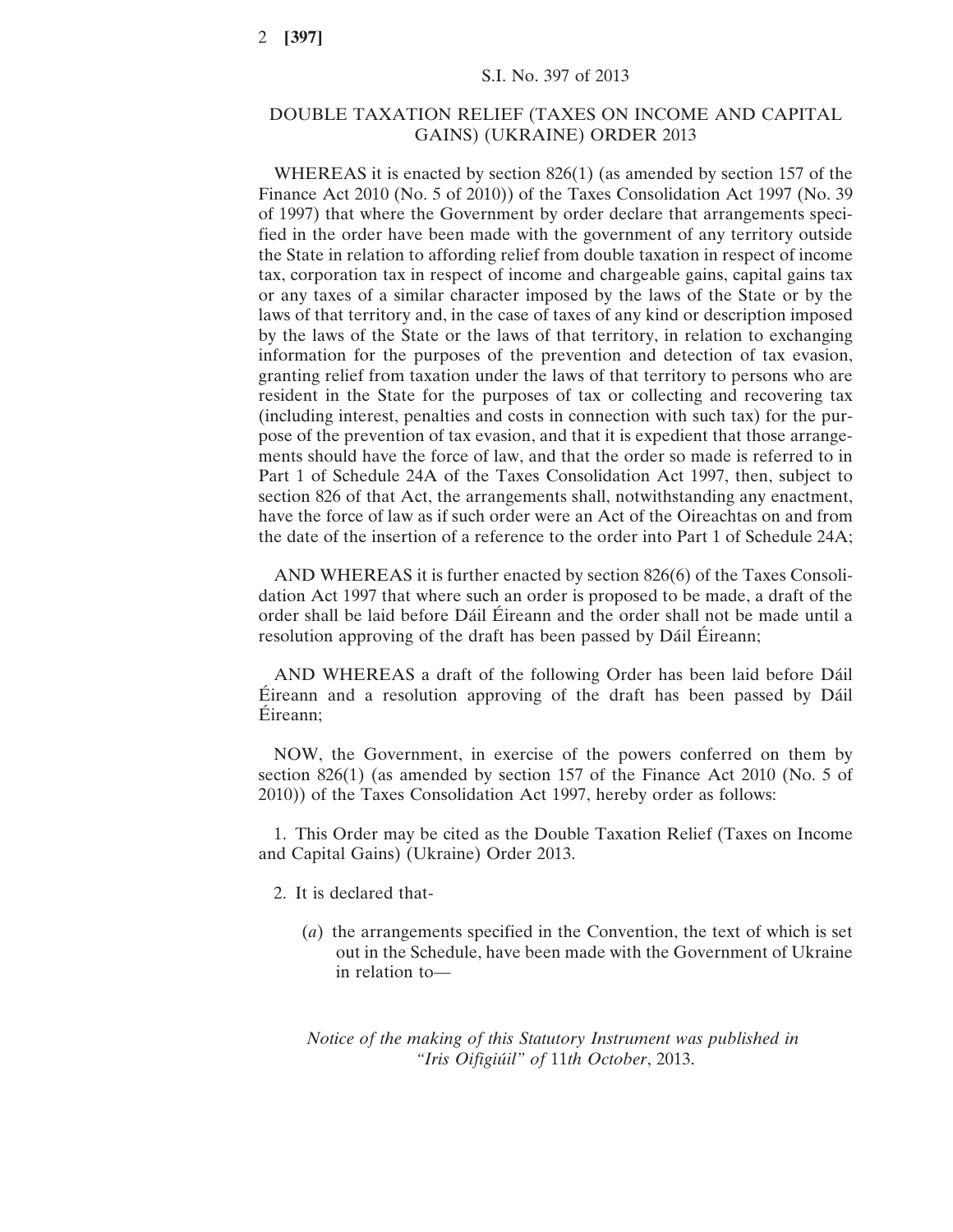S.I. No. 397 of 2013

## DOUBLE TAXATION RELIEF (TAXES ON INCOME AND CAPITAL GAINS) (UKRAINE) ORDER 2013

WHEREAS it is enacted by section 826(1) (as amended by section 157 of the Finance Act 2010 (No. 5 of 2010)) of the Taxes Consolidation Act 1997 (No. 39 of 1997) that where the Government by order declare that arrangements specified in the order have been made with the government of any territory outside the State in relation to affording relief from double taxation in respect of income tax, corporation tax in respect of income and chargeable gains, capital gains tax or any taxes of a similar character imposed by the laws of the State or by the laws of that territory and, in the case of taxes of any kind or description imposed by the laws of the State or the laws of that territory, in relation to exchanging information for the purposes of the prevention and detection of tax evasion, granting relief from taxation under the laws of that territory to persons who are resident in the State for the purposes of tax or collecting and recovering tax (including interest, penalties and costs in connection with such tax) for the purpose of the prevention of tax evasion, and that it is expedient that those arrangements should have the force of law, and that the order so made is referred to in Part 1 of Schedule 24A of the Taxes Consolidation Act 1997, then, subject to section 826 of that Act, the arrangements shall, notwithstanding any enactment, have the force of law as if such order were an Act of the Oireachtas on and from the date of the insertion of a reference to the order into Part 1 of Schedule 24A;

AND WHEREAS it is further enacted by section 826(6) of the Taxes Consolidation Act 1997 that where such an order is proposed to be made, a draft of the order shall be laid before Dáil Éireann and the order shall not be made until a resolution approving of the draft has been passed by Dáil Éireann;

AND WHEREAS a draft of the following Order has been laid before Dáil Éireann and a resolution approving of the draft has been passed by Dáil Éireann;

NOW, the Government, in exercise of the powers conferred on them by section 826(1) (as amended by section 157 of the Finance Act 2010 (No. 5 of 2010)) of the Taxes Consolidation Act 1997, hereby order as follows:

1. This Order may be cited as the Double Taxation Relief (Taxes on Income and Capital Gains) (Ukraine) Order 2013.

2. It is declared that-

(*a*) the arrangements specified in the Convention, the text of which is set out in the Schedule, have been made with the Government of Ukraine in relation to—

*Notice of the making of this Statutory Instrument was published in "Iris Oifigiúil" of* 11*th October*, 2013.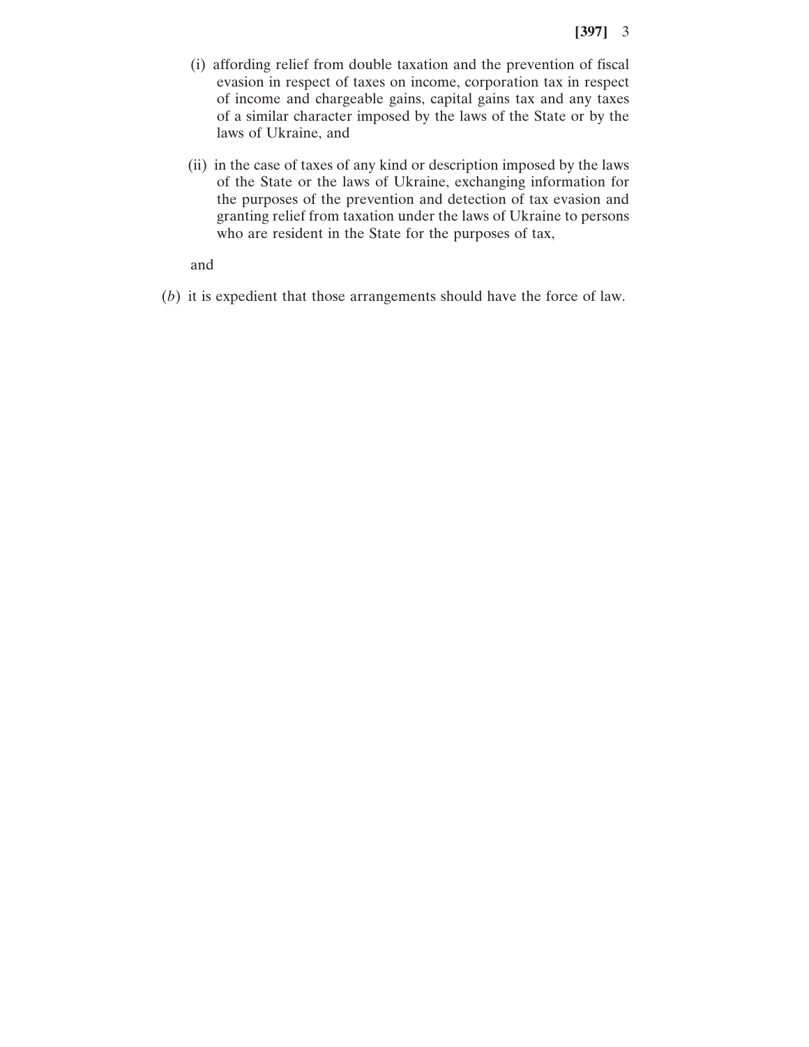(i) affording relief from double taxation and the prevention of fiscal evasion in respect of taxes on income, corporation tax in respect of income and chargeable gains, capital gains tax and any taxes of a similar character imposed by the laws of the State or by the laws of Ukraine, and

(ii) in the case of taxes of any kind or description imposed by the laws of the State or the laws of Ukraine, exchanging information for the purposes of the prevention and detection of tax evasion and granting relief from taxation under the laws of Ukraine to persons who are resident in the State for the purposes of tax,

and

(*b*) it is expedient that those arrangements should have the force of law.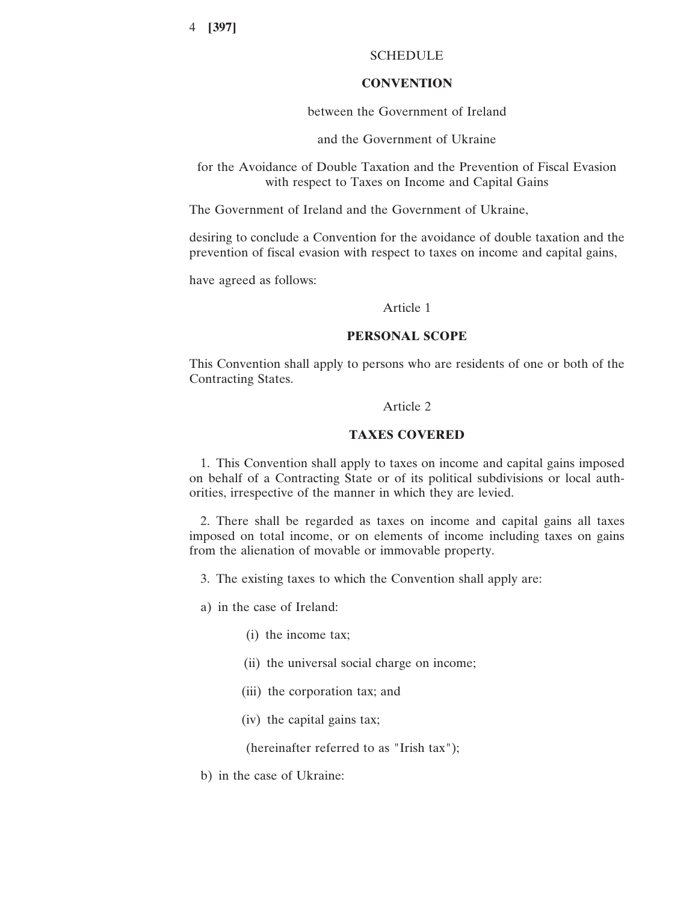SCHEDULE

**CONVENTION**

between the Government of Ireland

and the Government of Ukraine

for the Avoidance of Double Taxation and the Prevention of Fiscal Evasion with respect to Taxes on Income and Capital Gains

The Government of Ireland and the Government of Ukraine,

desiring to conclude a Convention for the avoidance of double taxation and the prevention of fiscal evasion with respect to taxes on income and capital gains,

have agreed as follows:

Article 1

**PERSONAL SCOPE**

This Convention shall apply to persons who are residents of one or both of the Contracting States.

Article 2

**TAXES COVERED**

1. This Convention shall apply to taxes on income and capital gains imposed on behalf of a Contracting State or of its political subdivisions or local authorities, irrespective of the manner in which they are levied.

2. There shall be regarded as taxes on income and capital gains all taxes imposed on total income, or on elements of income including taxes on gains from the alienation of movable or immovable property.

3. The existing taxes to which the Convention shall apply are:

a) in the case of Ireland:

(i) the income tax;

(ii) the universal social charge on income;

(iii) the corporation tax; and

(iv) the capital gains tax;

(hereinafter referred to as "Irish tax");

b) in the case of Ukraine: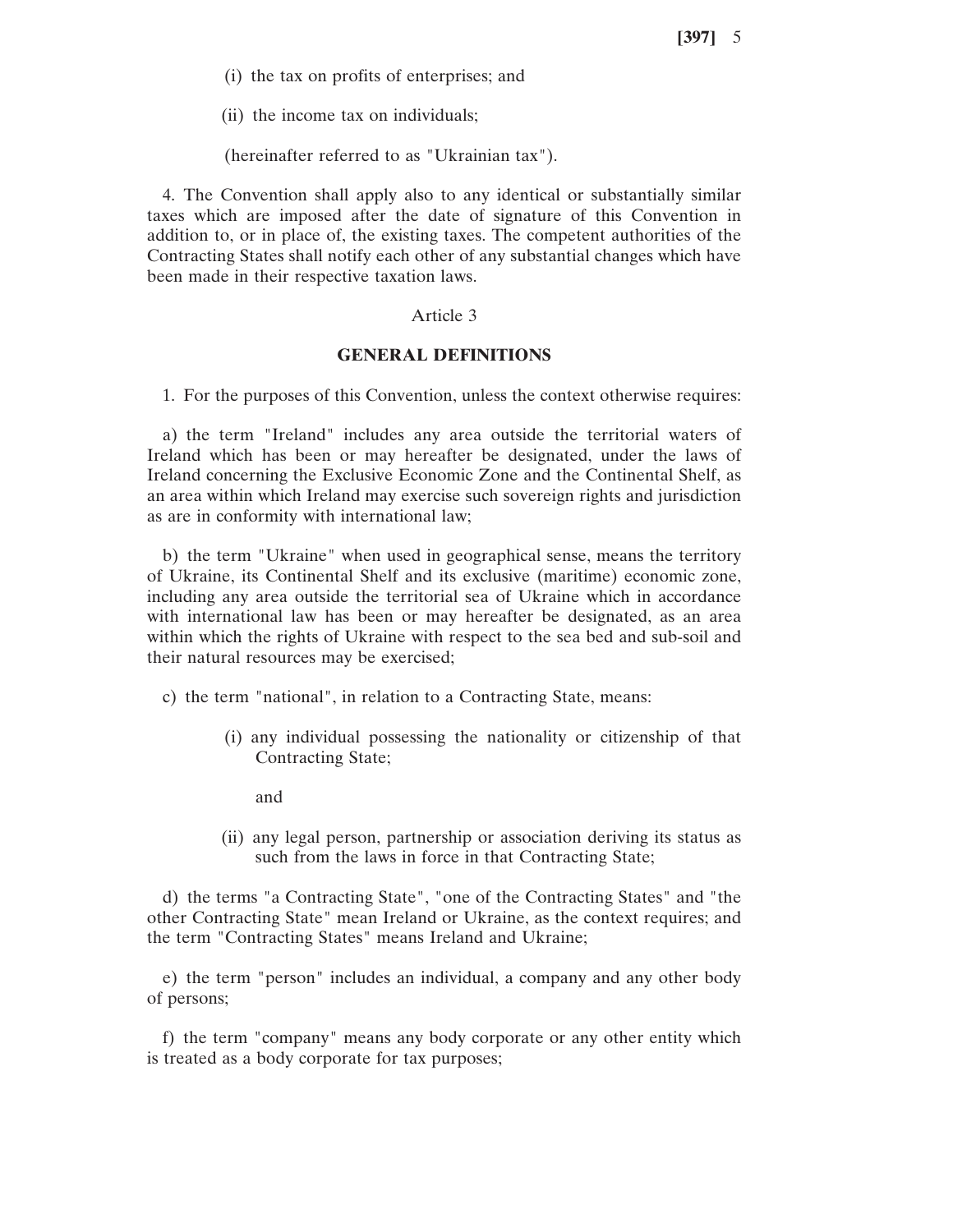(i) the tax on profits of enterprises; and

(ii) the income tax on individuals;

(hereinafter referred to as "Ukrainian tax").

4. The Convention shall apply also to any identical or substantially similar taxes which are imposed after the date of signature of this Convention in addition to, or in place of, the existing taxes. The competent authorities of the Contracting States shall notify each other of any substantial changes which have been made in their respective taxation laws.

Article 3

## GENERAL DEFINITIONS

1. For the purposes of this Convention, unless the context otherwise requires:

a) the term "Ireland" includes any area outside the territorial waters of Ireland which has been or may hereafter be designated, under the laws of Ireland concerning the Exclusive Economic Zone and the Continental Shelf, as an area within which Ireland may exercise such sovereign rights and jurisdiction as are in conformity with international law;

b) the term "Ukraine" when used in geographical sense, means the territory of Ukraine, its Continental Shelf and its exclusive (maritime) economic zone, including any area outside the territorial sea of Ukraine which in accordance with international law has been or may hereafter be designated, as an area within which the rights of Ukraine with respect to the sea bed and sub-soil and their natural resources may be exercised;

c) the term "national", in relation to a Contracting State, means:

(i) any individual possessing the nationality or citizenship of that Contracting State;

and

(ii) any legal person, partnership or association deriving its status as such from the laws in force in that Contracting State;

d) the terms "a Contracting State", "one of the Contracting States" and "the other Contracting State" mean Ireland or Ukraine, as the context requires; and the term "Contracting States" means Ireland and Ukraine;

e) the term "person" includes an individual, a company and any other body of persons;

f) the term "company" means any body corporate or any other entity which is treated as a body corporate for tax purposes;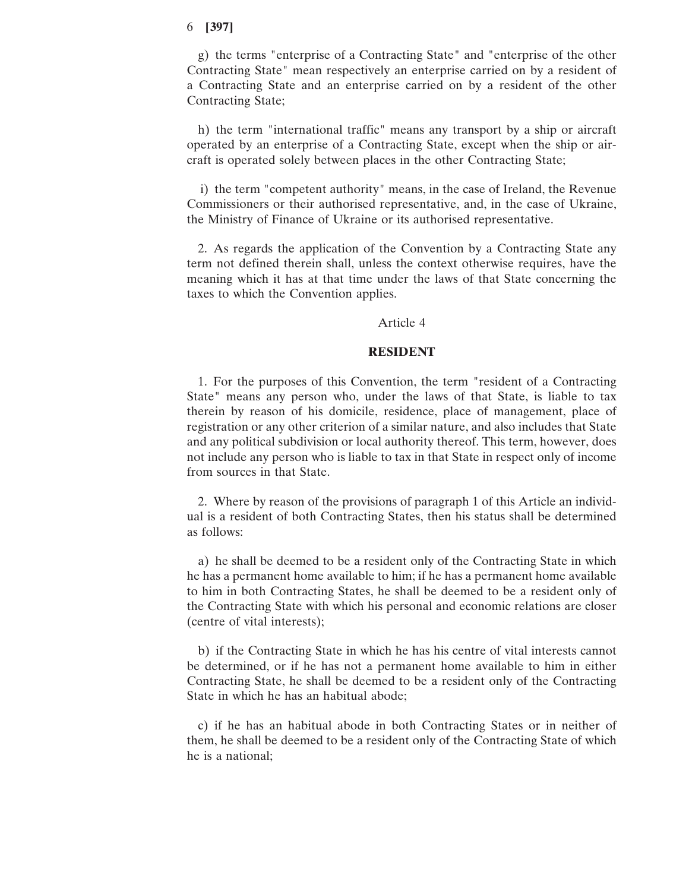g) the terms "enterprise of a Contracting State" and "enterprise of the other Contracting State" mean respectively an enterprise carried on by a resident of a Contracting State and an enterprise carried on by a resident of the other Contracting State;

h) the term "international traffic" means any transport by a ship or aircraft operated by an enterprise of a Contracting State, except when the ship or aircraft is operated solely between places in the other Contracting State;

i) the term "competent authority" means, in the case of Ireland, the Revenue Commissioners or their authorised representative, and, in the case of Ukraine, the Ministry of Finance of Ukraine or its authorised representative.

2. As regards the application of the Convention by a Contracting State any term not defined therein shall, unless the context otherwise requires, have the meaning which it has at that time under the laws of that State concerning the taxes to which the Convention applies.

Article 4

**RESIDENT**

1. For the purposes of this Convention, the term "resident of a Contracting State" means any person who, under the laws of that State, is liable to tax therein by reason of his domicile, residence, place of management, place of registration or any other criterion of a similar nature, and also includes that State and any political subdivision or local authority thereof. This term, however, does not include any person who is liable to tax in that State in respect only of income from sources in that State.

2. Where by reason of the provisions of paragraph 1 of this Article an individual is a resident of both Contracting States, then his status shall be determined as follows:

a) he shall be deemed to be a resident only of the Contracting State in which he has a permanent home available to him; if he has a permanent home available to him in both Contracting States, he shall be deemed to be a resident only of the Contracting State with which his personal and economic relations are closer (centre of vital interests);

b) if the Contracting State in which he has his centre of vital interests cannot be determined, or if he has not a permanent home available to him in either Contracting State, he shall be deemed to be a resident only of the Contracting State in which he has an habitual abode;

c) if he has an habitual abode in both Contracting States or in neither of them, he shall be deemed to be a resident only of the Contracting State of which he is a national;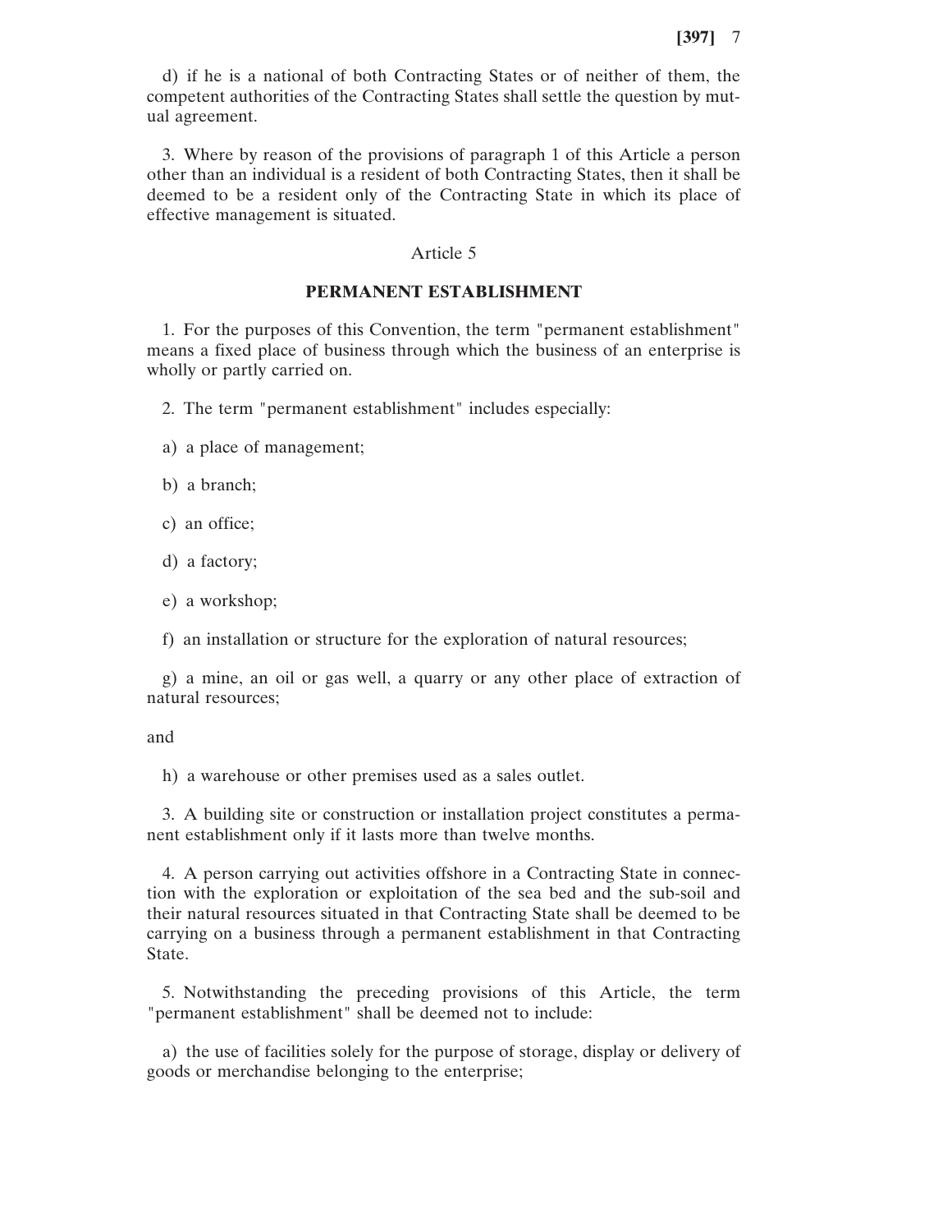d) if he is a national of both Contracting States or of neither of them, the competent authorities of the Contracting States shall settle the question by mutual agreement.

3. Where by reason of the provisions of paragraph 1 of this Article a person other than an individual is a resident of both Contracting States, then it shall be deemed to be a resident only of the Contracting State in which its place of effective management is situated.

Article 5

## PERMANENT ESTABLISHMENT

1. For the purposes of this Convention, the term "permanent establishment" means a fixed place of business through which the business of an enterprise is wholly or partly carried on.

2. The term "permanent establishment" includes especially:

a) a place of management;

b) a branch;

c) an office;

d) a factory;

e) a workshop;

f) an installation or structure for the exploration of natural resources;

g) a mine, an oil or gas well, a quarry or any other place of extraction of natural resources;

and

h) a warehouse or other premises used as a sales outlet.

3. A building site or construction or installation project constitutes a permanent establishment only if it lasts more than twelve months.

4. A person carrying out activities offshore in a Contracting State in connection with the exploration or exploitation of the sea bed and the sub-soil and their natural resources situated in that Contracting State shall be deemed to be carrying on a business through a permanent establishment in that Contracting State.

5. Notwithstanding the preceding provisions of this Article, the term "permanent establishment" shall be deemed not to include:

a) the use of facilities solely for the purpose of storage, display or delivery of goods or merchandise belonging to the enterprise;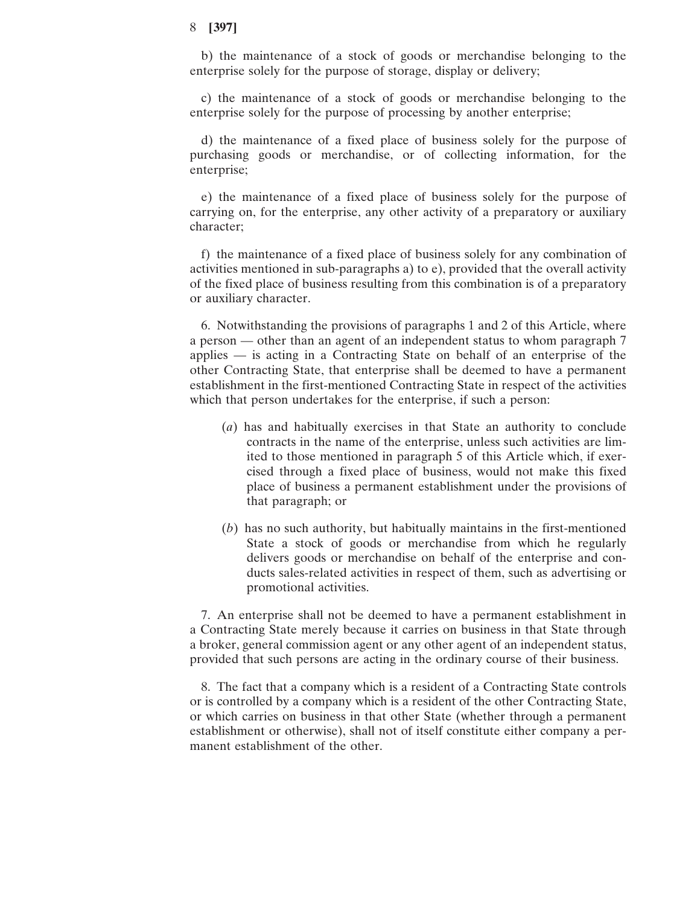b) the maintenance of a stock of goods or merchandise belonging to the enterprise solely for the purpose of storage, display or delivery;

c) the maintenance of a stock of goods or merchandise belonging to the enterprise solely for the purpose of processing by another enterprise;

d) the maintenance of a fixed place of business solely for the purpose of purchasing goods or merchandise, or of collecting information, for the enterprise;

e) the maintenance of a fixed place of business solely for the purpose of carrying on, for the enterprise, any other activity of a preparatory or auxiliary character;

f) the maintenance of a fixed place of business solely for any combination of activities mentioned in sub-paragraphs a) to e), provided that the overall activity of the fixed place of business resulting from this combination is of a preparatory or auxiliary character.

6. Notwithstanding the provisions of paragraphs 1 and 2 of this Article, where a person — other than an agent of an independent status to whom paragraph 7 applies — is acting in a Contracting State on behalf of an enterprise of the other Contracting State, that enterprise shall be deemed to have a permanent establishment in the first-mentioned Contracting State in respect of the activities which that person undertakes for the enterprise, if such a person:

(*a*) has and habitually exercises in that State an authority to conclude contracts in the name of the enterprise, unless such activities are limited to those mentioned in paragraph 5 of this Article which, if exercised through a fixed place of business, would not make this fixed place of business a permanent establishment under the provisions of that paragraph; or

(*b*) has no such authority, but habitually maintains in the first-mentioned State a stock of goods or merchandise from which he regularly delivers goods or merchandise on behalf of the enterprise and conducts sales-related activities in respect of them, such as advertising or promotional activities.

7. An enterprise shall not be deemed to have a permanent establishment in a Contracting State merely because it carries on business in that State through a broker, general commission agent or any other agent of an independent status, provided that such persons are acting in the ordinary course of their business.

8. The fact that a company which is a resident of a Contracting State controls or is controlled by a company which is a resident of the other Contracting State, or which carries on business in that other State (whether through a permanent establishment or otherwise), shall not of itself constitute either company a permanent establishment of the other.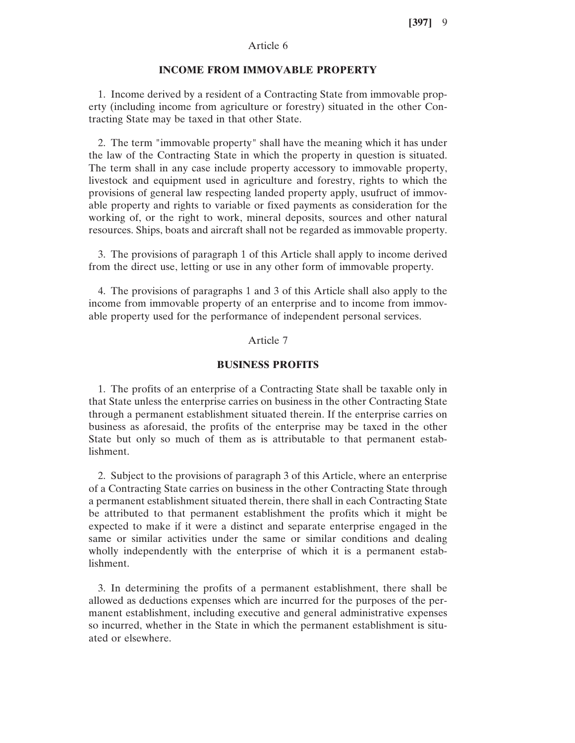Article 6

## INCOME FROM IMMOVABLE PROPERTY

1. Income derived by a resident of a Contracting State from immovable property (including income from agriculture or forestry) situated in the other Contracting State may be taxed in that other State.

2. The term "immovable property" shall have the meaning which it has under the law of the Contracting State in which the property in question is situated. The term shall in any case include property accessory to immovable property, livestock and equipment used in agriculture and forestry, rights to which the provisions of general law respecting landed property apply, usufruct of immovable property and rights to variable or fixed payments as consideration for the working of, or the right to work, mineral deposits, sources and other natural resources. Ships, boats and aircraft shall not be regarded as immovable property.

3. The provisions of paragraph 1 of this Article shall apply to income derived from the direct use, letting or use in any other form of immovable property.

4. The provisions of paragraphs 1 and 3 of this Article shall also apply to the income from immovable property of an enterprise and to income from immovable property used for the performance of independent personal services.

Article 7

## BUSINESS PROFITS

1. The profits of an enterprise of a Contracting State shall be taxable only in that State unless the enterprise carries on business in the other Contracting State through a permanent establishment situated therein. If the enterprise carries on business as aforesaid, the profits of the enterprise may be taxed in the other State but only so much of them as is attributable to that permanent establishment.

2. Subject to the provisions of paragraph 3 of this Article, where an enterprise of a Contracting State carries on business in the other Contracting State through a permanent establishment situated therein, there shall in each Contracting State be attributed to that permanent establishment the profits which it might be expected to make if it were a distinct and separate enterprise engaged in the same or similar activities under the same or similar conditions and dealing wholly independently with the enterprise of which it is a permanent establishment.

3. In determining the profits of a permanent establishment, there shall be allowed as deductions expenses which are incurred for the purposes of the permanent establishment, including executive and general administrative expenses so incurred, whether in the State in which the permanent establishment is situated or elsewhere.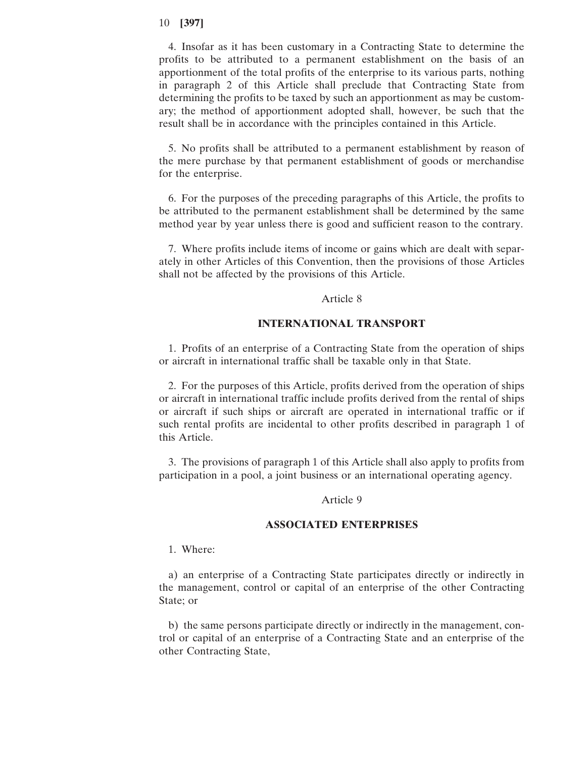4. Insofar as it has been customary in a Contracting State to determine the profits to be attributed to a permanent establishment on the basis of an apportionment of the total profits of the enterprise to its various parts, nothing in paragraph 2 of this Article shall preclude that Contracting State from determining the profits to be taxed by such an apportionment as may be customary; the method of apportionment adopted shall, however, be such that the result shall be in accordance with the principles contained in this Article.

5. No profits shall be attributed to a permanent establishment by reason of the mere purchase by that permanent establishment of goods or merchandise for the enterprise.

6. For the purposes of the preceding paragraphs of this Article, the profits to be attributed to the permanent establishment shall be determined by the same method year by year unless there is good and sufficient reason to the contrary.

7. Where profits include items of income or gains which are dealt with separately in other Articles of this Convention, then the provisions of those Articles shall not be affected by the provisions of this Article.

Article 8

**INTERNATIONAL TRANSPORT**

1. Profits of an enterprise of a Contracting State from the operation of ships or aircraft in international traffic shall be taxable only in that State.

2. For the purposes of this Article, profits derived from the operation of ships or aircraft in international traffic include profits derived from the rental of ships or aircraft if such ships or aircraft are operated in international traffic or if such rental profits are incidental to other profits described in paragraph 1 of this Article.

3. The provisions of paragraph 1 of this Article shall also apply to profits from participation in a pool, a joint business or an international operating agency.

Article 9

**ASSOCIATED ENTERPRISES**

1. Where:

a) an enterprise of a Contracting State participates directly or indirectly in the management, control or capital of an enterprise of the other Contracting State; or

b) the same persons participate directly or indirectly in the management, control or capital of an enterprise of a Contracting State and an enterprise of the other Contracting State,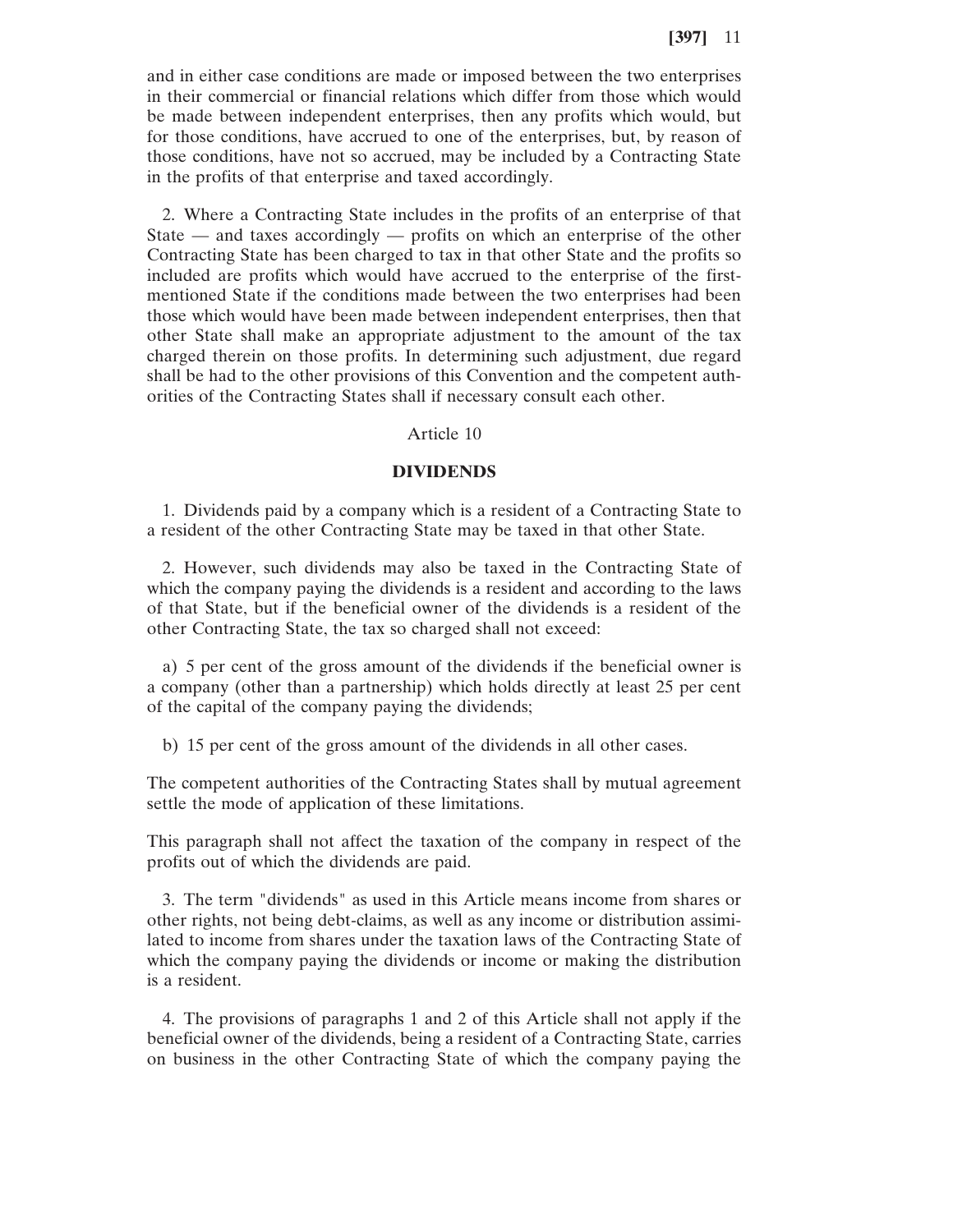and in either case conditions are made or imposed between the two enterprises in their commercial or financial relations which differ from those which would be made between independent enterprises, then any profits which would, but for those conditions, have accrued to one of the enterprises, but, by reason of those conditions, have not so accrued, may be included by a Contracting State in the profits of that enterprise and taxed accordingly.

2. Where a Contracting State includes in the profits of an enterprise of that State — and taxes accordingly — profits on which an enterprise of the other Contracting State has been charged to tax in that other State and the profits so included are profits which would have accrued to the enterprise of the first-mentioned State if the conditions made between the two enterprises had been those which would have been made between independent enterprises, then that other State shall make an appropriate adjustment to the amount of the tax charged therein on those profits. In determining such adjustment, due regard shall be had to the other provisions of this Convention and the competent authorities of the Contracting States shall if necessary consult each other.

Article 10

**DIVIDENDS**

1. Dividends paid by a company which is a resident of a Contracting State to a resident of the other Contracting State may be taxed in that other State.

2. However, such dividends may also be taxed in the Contracting State of which the company paying the dividends is a resident and according to the laws of that State, but if the beneficial owner of the dividends is a resident of the other Contracting State, the tax so charged shall not exceed:

a) 5 per cent of the gross amount of the dividends if the beneficial owner is a company (other than a partnership) which holds directly at least 25 per cent of the capital of the company paying the dividends;

b) 15 per cent of the gross amount of the dividends in all other cases.

The competent authorities of the Contracting States shall by mutual agreement settle the mode of application of these limitations.

This paragraph shall not affect the taxation of the company in respect of the profits out of which the dividends are paid.

3. The term "dividends" as used in this Article means income from shares or other rights, not being debt-claims, as well as any income or distribution assimilated to income from shares under the taxation laws of the Contracting State of which the company paying the dividends or income or making the distribution is a resident.

4. The provisions of paragraphs 1 and 2 of this Article shall not apply if the beneficial owner of the dividends, being a resident of a Contracting State, carries on business in the other Contracting State of which the company paying the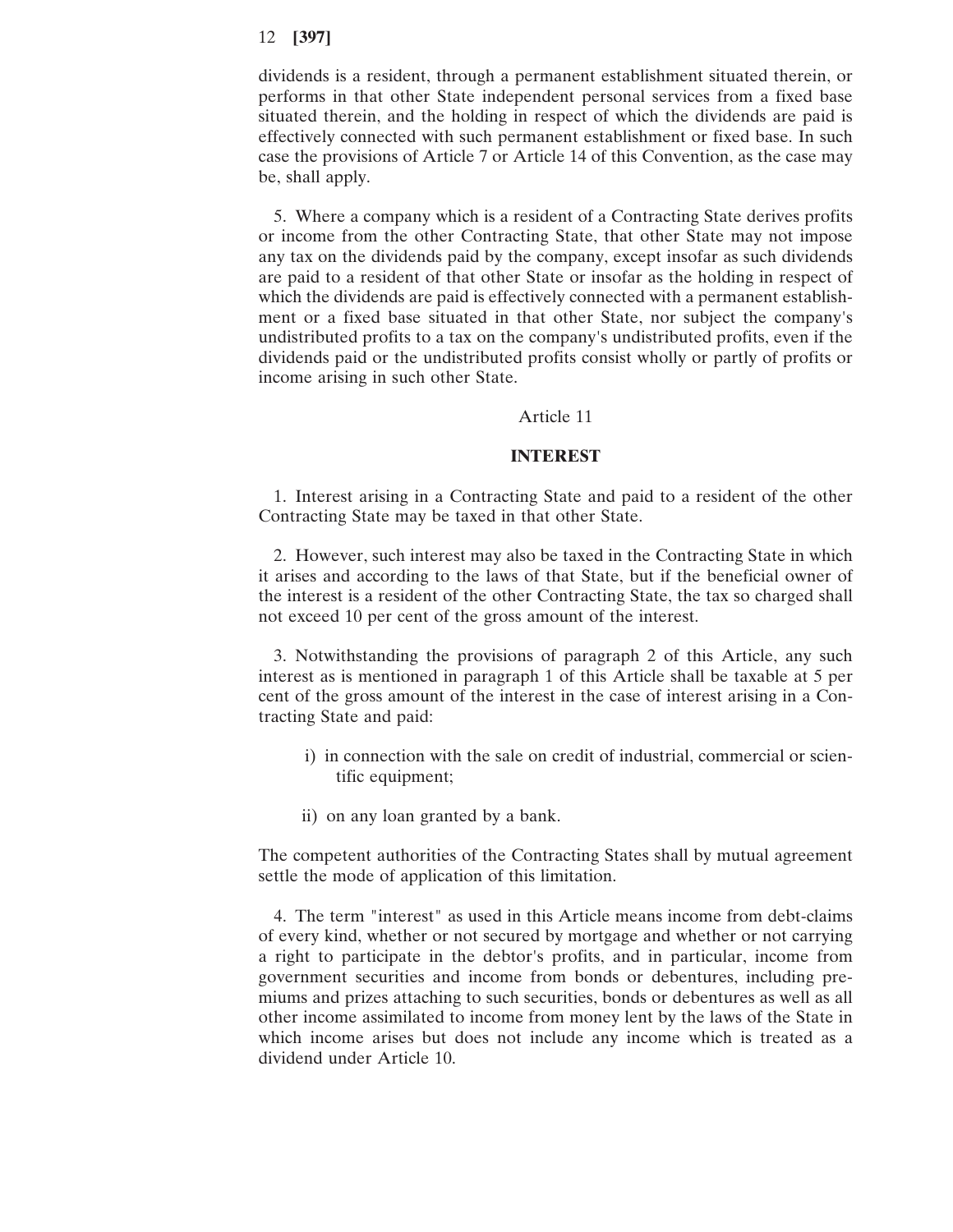dividends is a resident, through a permanent establishment situated therein, or performs in that other State independent personal services from a fixed base situated therein, and the holding in respect of which the dividends are paid is effectively connected with such permanent establishment or fixed base. In such case the provisions of Article 7 or Article 14 of this Convention, as the case may be, shall apply.

5. Where a company which is a resident of a Contracting State derives profits or income from the other Contracting State, that other State may not impose any tax on the dividends paid by the company, except insofar as such dividends are paid to a resident of that other State or insofar as the holding in respect of which the dividends are paid is effectively connected with a permanent establishment or a fixed base situated in that other State, nor subject the company's undistributed profits to a tax on the company's undistributed profits, even if the dividends paid or the undistributed profits consist wholly or partly of profits or income arising in such other State.

## Article 11

### INTEREST

1. Interest arising in a Contracting State and paid to a resident of the other Contracting State may be taxed in that other State.

2. However, such interest may also be taxed in the Contracting State in which it arises and according to the laws of that State, but if the beneficial owner of the interest is a resident of the other Contracting State, the tax so charged shall not exceed 10 per cent of the gross amount of the interest.

3. Notwithstanding the provisions of paragraph 2 of this Article, any such interest as is mentioned in paragraph 1 of this Article shall be taxable at 5 per cent of the gross amount of the interest in the case of interest arising in a Contracting State and paid:

i) in connection with the sale on credit of industrial, commercial or scientific equipment;

ii) on any loan granted by a bank.

The competent authorities of the Contracting States shall by mutual agreement settle the mode of application of this limitation.

4. The term "interest" as used in this Article means income from debt-claims of every kind, whether or not secured by mortgage and whether or not carrying a right to participate in the debtor's profits, and in particular, income from government securities and income from bonds or debentures, including premiums and prizes attaching to such securities, bonds or debentures as well as all other income assimilated to income from money lent by the laws of the State in which income arises but does not include any income which is treated as a dividend under Article 10.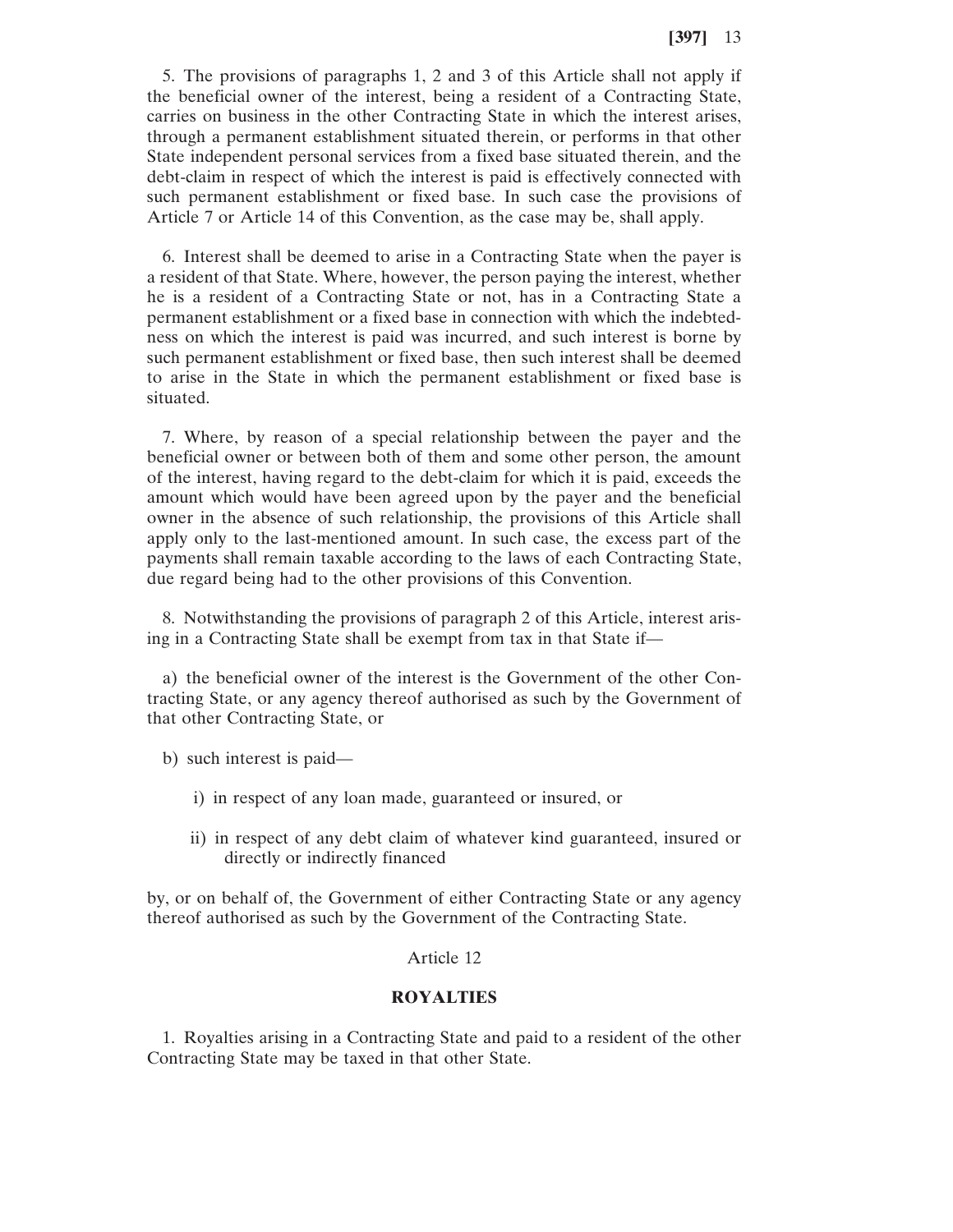5. The provisions of paragraphs 1, 2 and 3 of this Article shall not apply if the beneficial owner of the interest, being a resident of a Contracting State, carries on business in the other Contracting State in which the interest arises, through a permanent establishment situated therein, or performs in that other State independent personal services from a fixed base situated therein, and the debt-claim in respect of which the interest is paid is effectively connected with such permanent establishment or fixed base. In such case the provisions of Article 7 or Article 14 of this Convention, as the case may be, shall apply.

6. Interest shall be deemed to arise in a Contracting State when the payer is a resident of that State. Where, however, the person paying the interest, whether he is a resident of a Contracting State or not, has in a Contracting State a permanent establishment or a fixed base in connection with which the indebtedness on which the interest is paid was incurred, and such interest is borne by such permanent establishment or fixed base, then such interest shall be deemed to arise in the State in which the permanent establishment or fixed base is situated.

7. Where, by reason of a special relationship between the payer and the beneficial owner or between both of them and some other person, the amount of the interest, having regard to the debt-claim for which it is paid, exceeds the amount which would have been agreed upon by the payer and the beneficial owner in the absence of such relationship, the provisions of this Article shall apply only to the last-mentioned amount. In such case, the excess part of the payments shall remain taxable according to the laws of each Contracting State, due regard being had to the other provisions of this Convention.

8. Notwithstanding the provisions of paragraph 2 of this Article, interest arising in a Contracting State shall be exempt from tax in that State if—

a) the beneficial owner of the interest is the Government of the other Contracting State, or any agency thereof authorised as such by the Government of that other Contracting State, or

b) such interest is paid—

i) in respect of any loan made, guaranteed or insured, or

ii) in respect of any debt claim of whatever kind guaranteed, insured or directly or indirectly financed

by, or on behalf of, the Government of either Contracting State or any agency thereof authorised as such by the Government of the Contracting State.

Article 12

**ROYALTIES**

1. Royalties arising in a Contracting State and paid to a resident of the other Contracting State may be taxed in that other State.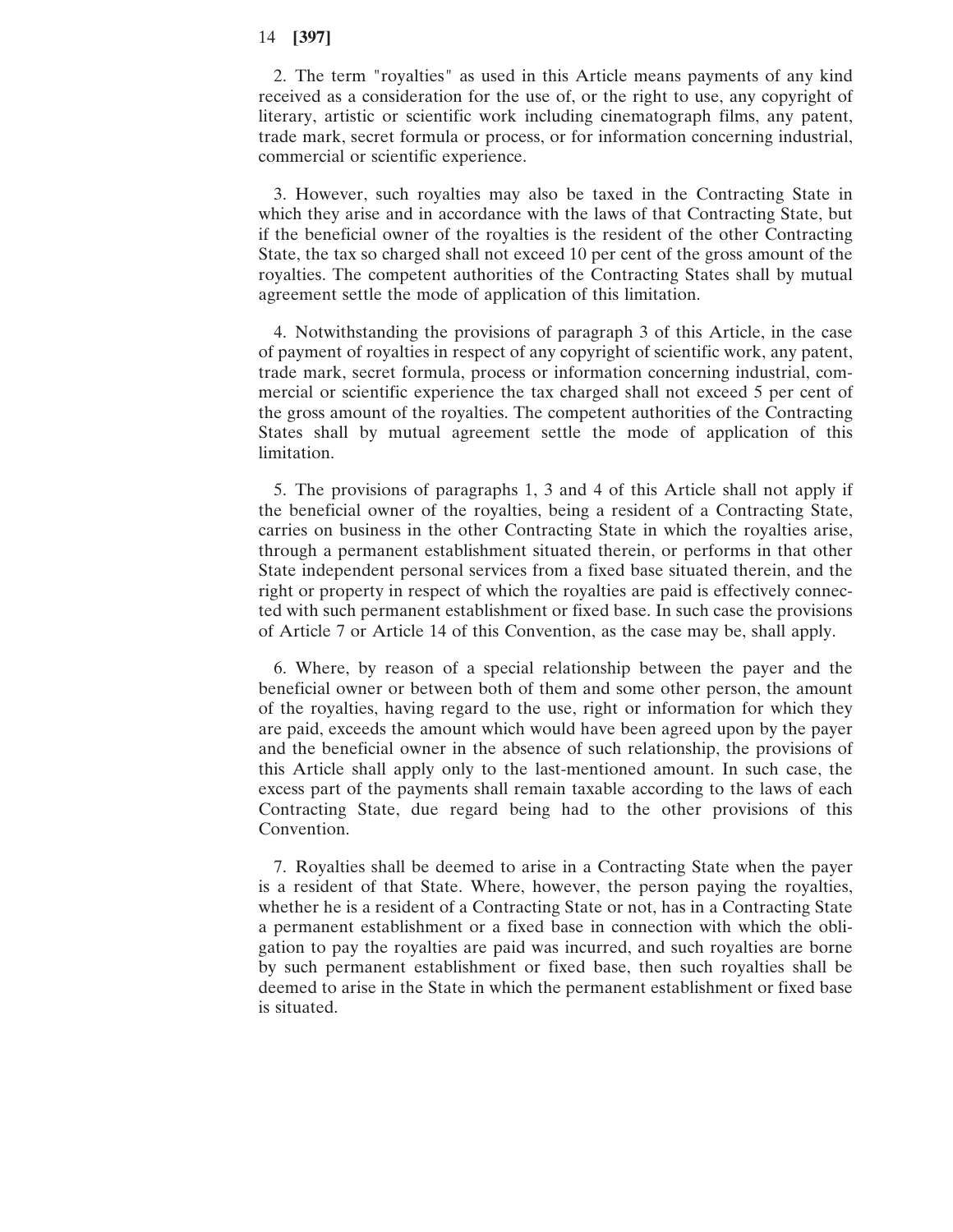2. The term "royalties" as used in this Article means payments of any kind received as a consideration for the use of, or the right to use, any copyright of literary, artistic or scientific work including cinematograph films, any patent, trade mark, secret formula or process, or for information concerning industrial, commercial or scientific experience.

3. However, such royalties may also be taxed in the Contracting State in which they arise and in accordance with the laws of that Contracting State, but if the beneficial owner of the royalties is the resident of the other Contracting State, the tax so charged shall not exceed 10 per cent of the gross amount of the royalties. The competent authorities of the Contracting States shall by mutual agreement settle the mode of application of this limitation.

4. Notwithstanding the provisions of paragraph 3 of this Article, in the case of payment of royalties in respect of any copyright of scientific work, any patent, trade mark, secret formula, process or information concerning industrial, commercial or scientific experience the tax charged shall not exceed 5 per cent of the gross amount of the royalties. The competent authorities of the Contracting States shall by mutual agreement settle the mode of application of this limitation.

5. The provisions of paragraphs 1, 3 and 4 of this Article shall not apply if the beneficial owner of the royalties, being a resident of a Contracting State, carries on business in the other Contracting State in which the royalties arise, through a permanent establishment situated therein, or performs in that other State independent personal services from a fixed base situated therein, and the right or property in respect of which the royalties are paid is effectively connected with such permanent establishment or fixed base. In such case the provisions of Article 7 or Article 14 of this Convention, as the case may be, shall apply.

6. Where, by reason of a special relationship between the payer and the beneficial owner or between both of them and some other person, the amount of the royalties, having regard to the use, right or information for which they are paid, exceeds the amount which would have been agreed upon by the payer and the beneficial owner in the absence of such relationship, the provisions of this Article shall apply only to the last-mentioned amount. In such case, the excess part of the payments shall remain taxable according to the laws of each Contracting State, due regard being had to the other provisions of this Convention.

7. Royalties shall be deemed to arise in a Contracting State when the payer is a resident of that State. Where, however, the person paying the royalties, whether he is a resident of a Contracting State or not, has in a Contracting State a permanent establishment or a fixed base in connection with which the obligation to pay the royalties are paid was incurred, and such royalties are borne by such permanent establishment or fixed base, then such royalties shall be deemed to arise in the State in which the permanent establishment or fixed base is situated.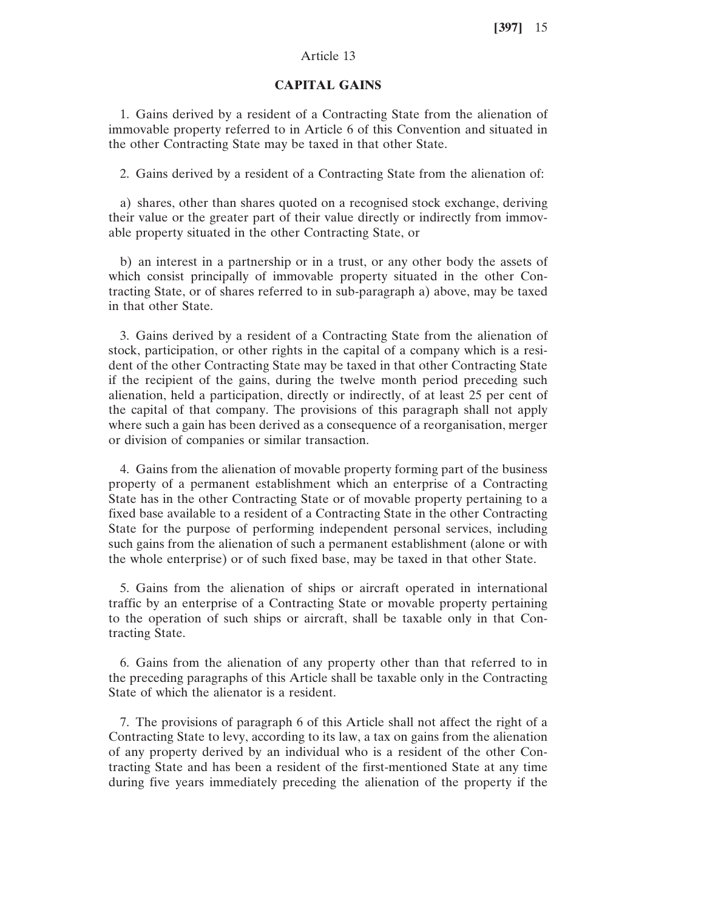Article 13

**CAPITAL GAINS**

1. Gains derived by a resident of a Contracting State from the alienation of immovable property referred to in Article 6 of this Convention and situated in the other Contracting State may be taxed in that other State.

2. Gains derived by a resident of a Contracting State from the alienation of:

a) shares, other than shares quoted on a recognised stock exchange, deriving their value or the greater part of their value directly or indirectly from immovable property situated in the other Contracting State, or

b) an interest in a partnership or in a trust, or any other body the assets of which consist principally of immovable property situated in the other Contracting State, or of shares referred to in sub-paragraph a) above, may be taxed in that other State.

3. Gains derived by a resident of a Contracting State from the alienation of stock, participation, or other rights in the capital of a company which is a resident of the other Contracting State may be taxed in that other Contracting State if the recipient of the gains, during the twelve month period preceding such alienation, held a participation, directly or indirectly, of at least 25 per cent of the capital of that company. The provisions of this paragraph shall not apply where such a gain has been derived as a consequence of a reorganisation, merger or division of companies or similar transaction.

4. Gains from the alienation of movable property forming part of the business property of a permanent establishment which an enterprise of a Contracting State has in the other Contracting State or of movable property pertaining to a fixed base available to a resident of a Contracting State in the other Contracting State for the purpose of performing independent personal services, including such gains from the alienation of such a permanent establishment (alone or with the whole enterprise) or of such fixed base, may be taxed in that other State.

5. Gains from the alienation of ships or aircraft operated in international traffic by an enterprise of a Contracting State or movable property pertaining to the operation of such ships or aircraft, shall be taxable only in that Contracting State.

6. Gains from the alienation of any property other than that referred to in the preceding paragraphs of this Article shall be taxable only in the Contracting State of which the alienator is a resident.

7. The provisions of paragraph 6 of this Article shall not affect the right of a Contracting State to levy, according to its law, a tax on gains from the alienation of any property derived by an individual who is a resident of the other Contracting State and has been a resident of the first-mentioned State at any time during five years immediately preceding the alienation of the property if the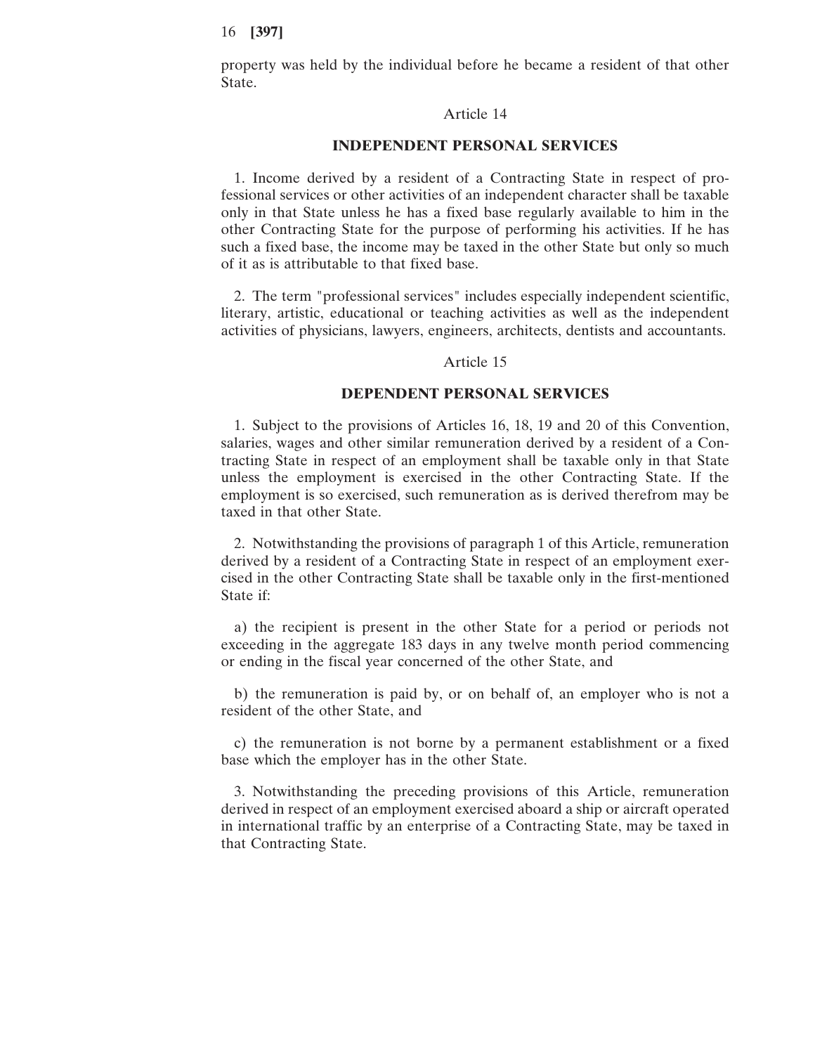property was held by the individual before he became a resident of that other State.

Article 14

### INDEPENDENT PERSONAL SERVICES

1. Income derived by a resident of a Contracting State in respect of professional services or other activities of an independent character shall be taxable only in that State unless he has a fixed base regularly available to him in the other Contracting State for the purpose of performing his activities. If he has such a fixed base, the income may be taxed in the other State but only so much of it as is attributable to that fixed base.

2. The term "professional services" includes especially independent scientific, literary, artistic, educational or teaching activities as well as the independent activities of physicians, lawyers, engineers, architects, dentists and accountants.

Article 15

### DEPENDENT PERSONAL SERVICES

1. Subject to the provisions of Articles 16, 18, 19 and 20 of this Convention, salaries, wages and other similar remuneration derived by a resident of a Contracting State in respect of an employment shall be taxable only in that State unless the employment is exercised in the other Contracting State. If the employment is so exercised, such remuneration as is derived therefrom may be taxed in that other State.

2. Notwithstanding the provisions of paragraph 1 of this Article, remuneration derived by a resident of a Contracting State in respect of an employment exercised in the other Contracting State shall be taxable only in the first-mentioned State if:

a) the recipient is present in the other State for a period or periods not exceeding in the aggregate 183 days in any twelve month period commencing or ending in the fiscal year concerned of the other State, and

b) the remuneration is paid by, or on behalf of, an employer who is not a resident of the other State, and

c) the remuneration is not borne by a permanent establishment or a fixed base which the employer has in the other State.

3. Notwithstanding the preceding provisions of this Article, remuneration derived in respect of an employment exercised aboard a ship or aircraft operated in international traffic by an enterprise of a Contracting State, may be taxed in that Contracting State.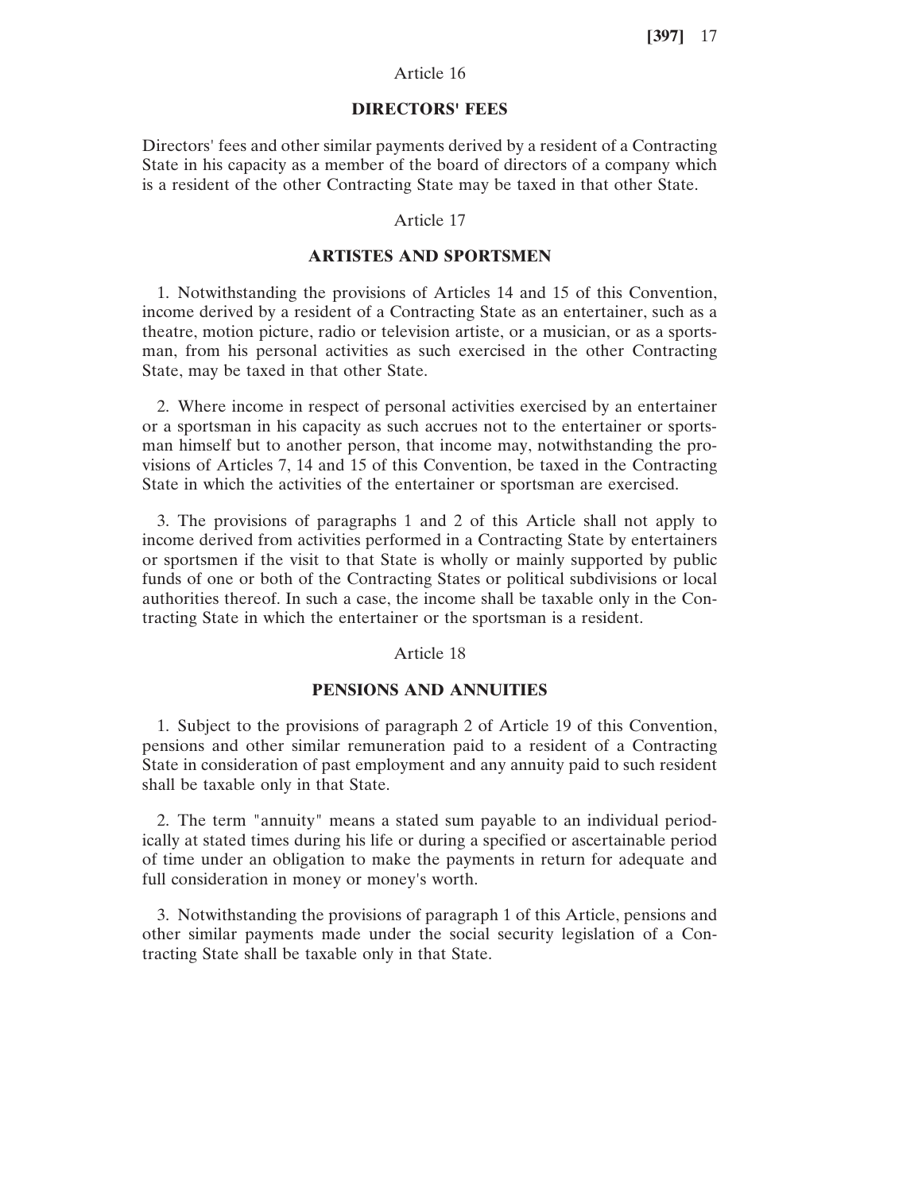Article 16

## DIRECTORS' FEES

Directors' fees and other similar payments derived by a resident of a Contracting State in his capacity as a member of the board of directors of a company which is a resident of the other Contracting State may be taxed in that other State.

Article 17

## ARTISTES AND SPORTSMEN

1. Notwithstanding the provisions of Articles 14 and 15 of this Convention, income derived by a resident of a Contracting State as an entertainer, such as a theatre, motion picture, radio or television artiste, or a musician, or as a sportsman, from his personal activities as such exercised in the other Contracting State, may be taxed in that other State.

2. Where income in respect of personal activities exercised by an entertainer or a sportsman in his capacity as such accrues not to the entertainer or sportsman himself but to another person, that income may, notwithstanding the provisions of Articles 7, 14 and 15 of this Convention, be taxed in the Contracting State in which the activities of the entertainer or sportsman are exercised.

3. The provisions of paragraphs 1 and 2 of this Article shall not apply to income derived from activities performed in a Contracting State by entertainers or sportsmen if the visit to that State is wholly or mainly supported by public funds of one or both of the Contracting States or political subdivisions or local authorities thereof. In such a case, the income shall be taxable only in the Contracting State in which the entertainer or the sportsman is a resident.

Article 18

## PENSIONS AND ANNUITIES

1. Subject to the provisions of paragraph 2 of Article 19 of this Convention, pensions and other similar remuneration paid to a resident of a Contracting State in consideration of past employment and any annuity paid to such resident shall be taxable only in that State.

2. The term "annuity" means a stated sum payable to an individual periodically at stated times during his life or during a specified or ascertainable period of time under an obligation to make the payments in return for adequate and full consideration in money or money's worth.

3. Notwithstanding the provisions of paragraph 1 of this Article, pensions and other similar payments made under the social security legislation of a Contracting State shall be taxable only in that State.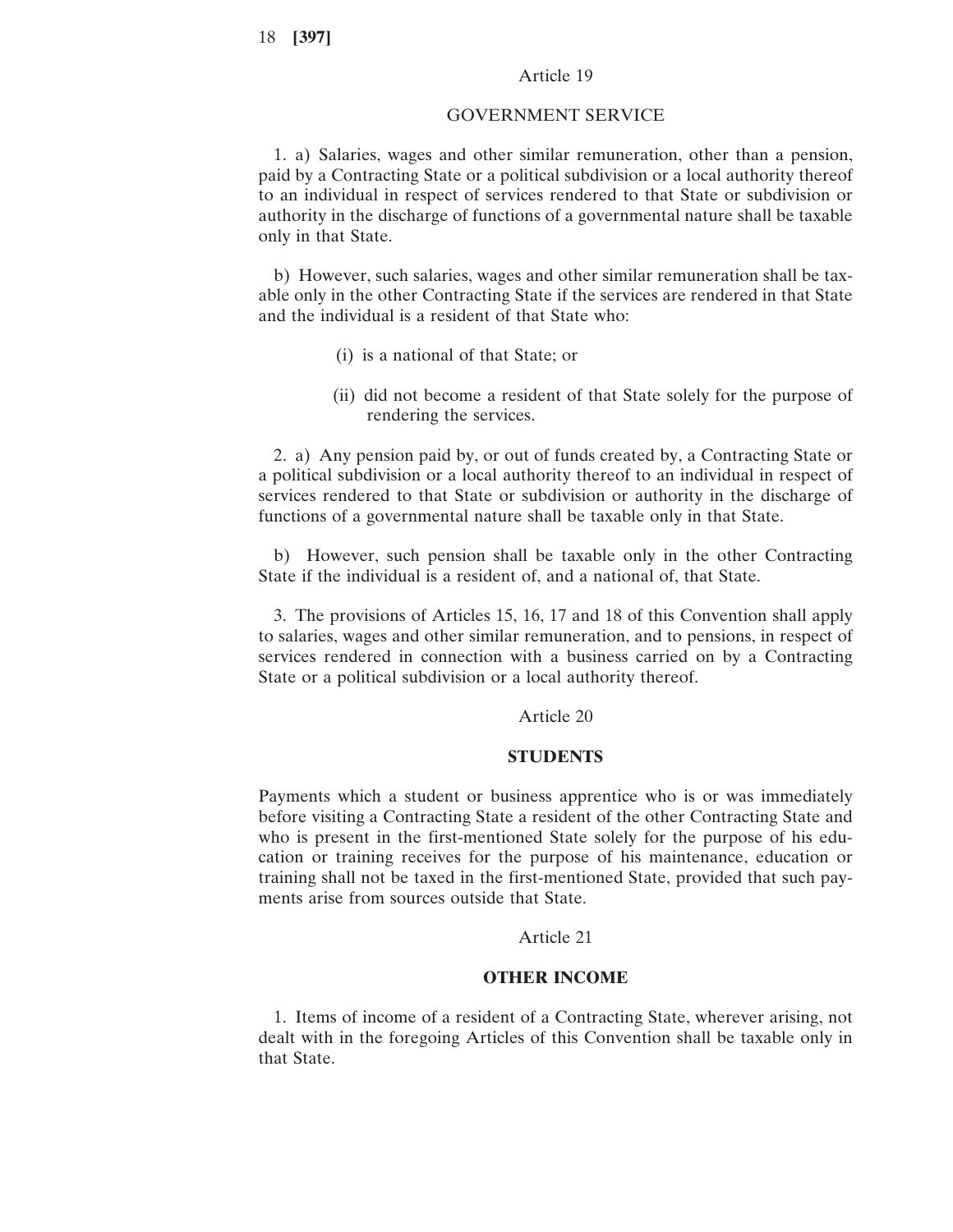## Article 19

### GOVERNMENT SERVICE

1. a) Salaries, wages and other similar remuneration, other than a pension, paid by a Contracting State or a political subdivision or a local authority thereof to an individual in respect of services rendered to that State or subdivision or authority in the discharge of functions of a governmental nature shall be taxable only in that State.

b) However, such salaries, wages and other similar remuneration shall be taxable only in the other Contracting State if the services are rendered in that State and the individual is a resident of that State who:

(i) is a national of that State; or

(ii) did not become a resident of that State solely for the purpose of rendering the services.

2. a) Any pension paid by, or out of funds created by, a Contracting State or a political subdivision or a local authority thereof to an individual in respect of services rendered to that State or subdivision or authority in the discharge of functions of a governmental nature shall be taxable only in that State.

b) However, such pension shall be taxable only in the other Contracting State if the individual is a resident of, and a national of, that State.

3. The provisions of Articles 15, 16, 17 and 18 of this Convention shall apply to salaries, wages and other similar remuneration, and to pensions, in respect of services rendered in connection with a business carried on by a Contracting State or a political subdivision or a local authority thereof.

## Article 20

### STUDENTS

Payments which a student or business apprentice who is or was immediately before visiting a Contracting State a resident of the other Contracting State and who is present in the first-mentioned State solely for the purpose of his education or training receives for the purpose of his maintenance, education or training shall not be taxed in the first-mentioned State, provided that such payments arise from sources outside that State.

## Article 21

### OTHER INCOME

1. Items of income of a resident of a Contracting State, wherever arising, not dealt with in the foregoing Articles of this Convention shall be taxable only in that State.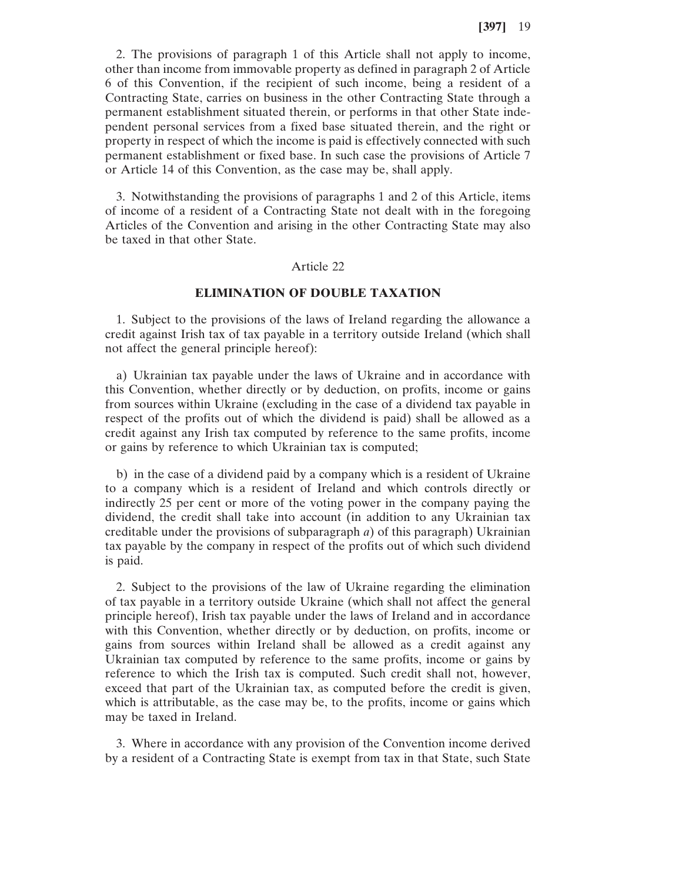2. The provisions of paragraph 1 of this Article shall not apply to income, other than income from immovable property as defined in paragraph 2 of Article 6 of this Convention, if the recipient of such income, being a resident of a Contracting State, carries on business in the other Contracting State through a permanent establishment situated therein, or performs in that other State independent personal services from a fixed base situated therein, and the right or property in respect of which the income is paid is effectively connected with such permanent establishment or fixed base. In such case the provisions of Article 7 or Article 14 of this Convention, as the case may be, shall apply.

3. Notwithstanding the provisions of paragraphs 1 and 2 of this Article, items of income of a resident of a Contracting State not dealt with in the foregoing Articles of the Convention and arising in the other Contracting State may also be taxed in that other State.

Article 22

**ELIMINATION OF DOUBLE TAXATION**

1. Subject to the provisions of the laws of Ireland regarding the allowance a credit against Irish tax of tax payable in a territory outside Ireland (which shall not affect the general principle hereof):

a) Ukrainian tax payable under the laws of Ukraine and in accordance with this Convention, whether directly or by deduction, on profits, income or gains from sources within Ukraine (excluding in the case of a dividend tax payable in respect of the profits out of which the dividend is paid) shall be allowed as a credit against any Irish tax computed by reference to the same profits, income or gains by reference to which Ukrainian tax is computed;

b) in the case of a dividend paid by a company which is a resident of Ukraine to a company which is a resident of Ireland and which controls directly or indirectly 25 per cent or more of the voting power in the company paying the dividend, the credit shall take into account (in addition to any Ukrainian tax creditable under the provisions of subparagraph *a*) of this paragraph) Ukrainian tax payable by the company in respect of the profits out of which such dividend is paid.

2. Subject to the provisions of the law of Ukraine regarding the elimination of tax payable in a territory outside Ukraine (which shall not affect the general principle hereof), Irish tax payable under the laws of Ireland and in accordance with this Convention, whether directly or by deduction, on profits, income or gains from sources within Ireland shall be allowed as a credit against any Ukrainian tax computed by reference to the same profits, income or gains by reference to which the Irish tax is computed. Such credit shall not, however, exceed that part of the Ukrainian tax, as computed before the credit is given, which is attributable, as the case may be, to the profits, income or gains which may be taxed in Ireland.

3. Where in accordance with any provision of the Convention income derived by a resident of a Contracting State is exempt from tax in that State, such State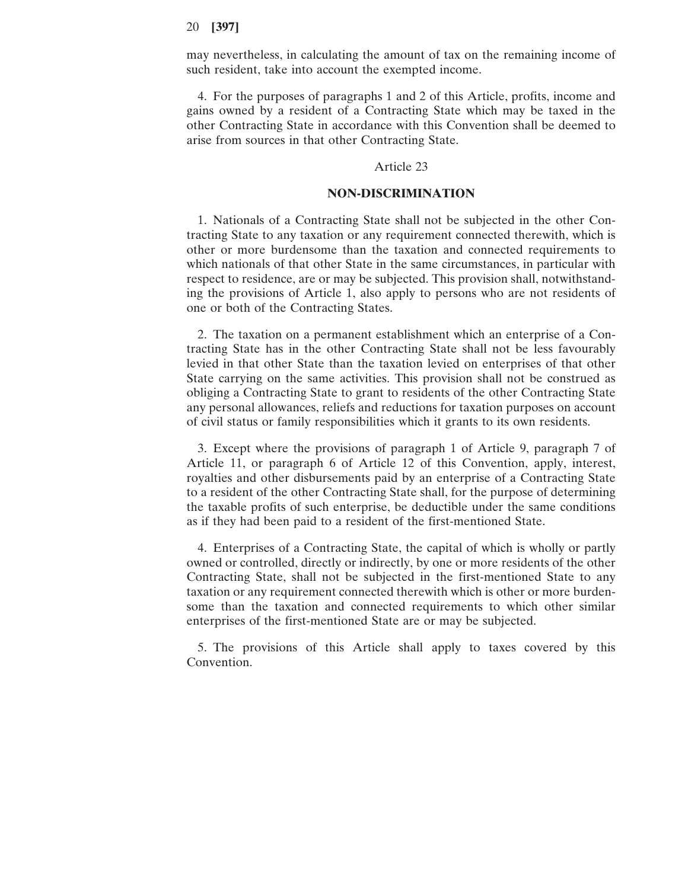may nevertheless, in calculating the amount of tax on the remaining income of such resident, take into account the exempted income.

4. For the purposes of paragraphs 1 and 2 of this Article, profits, income and gains owned by a resident of a Contracting State which may be taxed in the other Contracting State in accordance with this Convention shall be deemed to arise from sources in that other Contracting State.

Article 23

## NON-DISCRIMINATION

1. Nationals of a Contracting State shall not be subjected in the other Contracting State to any taxation or any requirement connected therewith, which is other or more burdensome than the taxation and connected requirements to which nationals of that other State in the same circumstances, in particular with respect to residence, are or may be subjected. This provision shall, notwithstanding the provisions of Article 1, also apply to persons who are not residents of one or both of the Contracting States.

2. The taxation on a permanent establishment which an enterprise of a Contracting State has in the other Contracting State shall not be less favourably levied in that other State than the taxation levied on enterprises of that other State carrying on the same activities. This provision shall not be construed as obliging a Contracting State to grant to residents of the other Contracting State any personal allowances, reliefs and reductions for taxation purposes on account of civil status or family responsibilities which it grants to its own residents.

3. Except where the provisions of paragraph 1 of Article 9, paragraph 7 of Article 11, or paragraph 6 of Article 12 of this Convention, apply, interest, royalties and other disbursements paid by an enterprise of a Contracting State to a resident of the other Contracting State shall, for the purpose of determining the taxable profits of such enterprise, be deductible under the same conditions as if they had been paid to a resident of the first-mentioned State.

4. Enterprises of a Contracting State, the capital of which is wholly or partly owned or controlled, directly or indirectly, by one or more residents of the other Contracting State, shall not be subjected in the first-mentioned State to any taxation or any requirement connected therewith which is other or more burdensome than the taxation and connected requirements to which other similar enterprises of the first-mentioned State are or may be subjected.

5. The provisions of this Article shall apply to taxes covered by this Convention.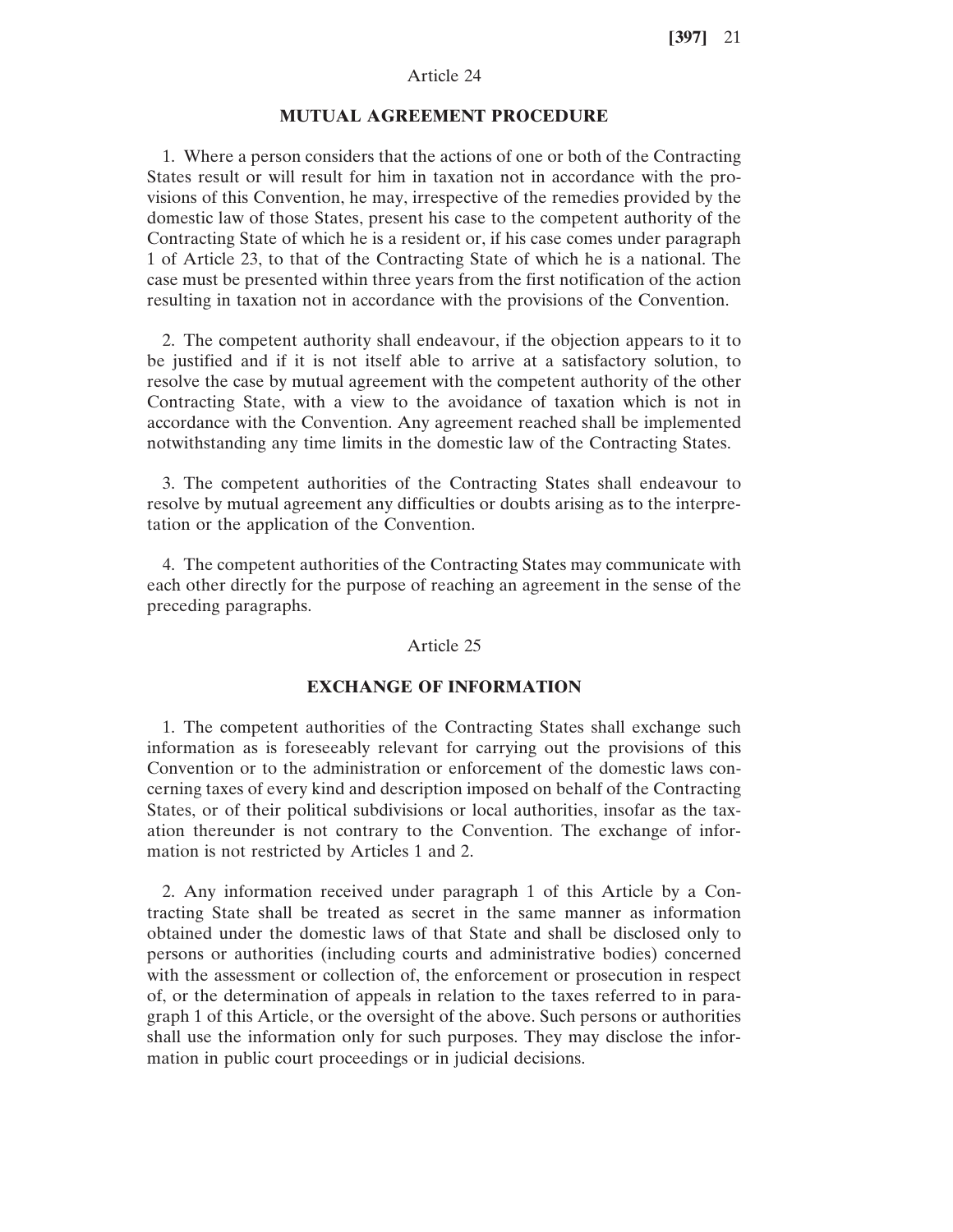Article 24

## MUTUAL AGREEMENT PROCEDURE

1. Where a person considers that the actions of one or both of the Contracting States result or will result for him in taxation not in accordance with the provisions of this Convention, he may, irrespective of the remedies provided by the domestic law of those States, present his case to the competent authority of the Contracting State of which he is a resident or, if his case comes under paragraph 1 of Article 23, to that of the Contracting State of which he is a national. The case must be presented within three years from the first notification of the action resulting in taxation not in accordance with the provisions of the Convention.

2. The competent authority shall endeavour, if the objection appears to it to be justified and if it is not itself able to arrive at a satisfactory solution, to resolve the case by mutual agreement with the competent authority of the other Contracting State, with a view to the avoidance of taxation which is not in accordance with the Convention. Any agreement reached shall be implemented notwithstanding any time limits in the domestic law of the Contracting States.

3. The competent authorities of the Contracting States shall endeavour to resolve by mutual agreement any difficulties or doubts arising as to the interpretation or the application of the Convention.

4. The competent authorities of the Contracting States may communicate with each other directly for the purpose of reaching an agreement in the sense of the preceding paragraphs.

Article 25

## EXCHANGE OF INFORMATION

1. The competent authorities of the Contracting States shall exchange such information as is foreseeably relevant for carrying out the provisions of this Convention or to the administration or enforcement of the domestic laws concerning taxes of every kind and description imposed on behalf of the Contracting States, or of their political subdivisions or local authorities, insofar as the taxation thereunder is not contrary to the Convention. The exchange of information is not restricted by Articles 1 and 2.

2. Any information received under paragraph 1 of this Article by a Contracting State shall be treated as secret in the same manner as information obtained under the domestic laws of that State and shall be disclosed only to persons or authorities (including courts and administrative bodies) concerned with the assessment or collection of, the enforcement or prosecution in respect of, or the determination of appeals in relation to the taxes referred to in paragraph 1 of this Article, or the oversight of the above. Such persons or authorities shall use the information only for such purposes. They may disclose the information in public court proceedings or in judicial decisions.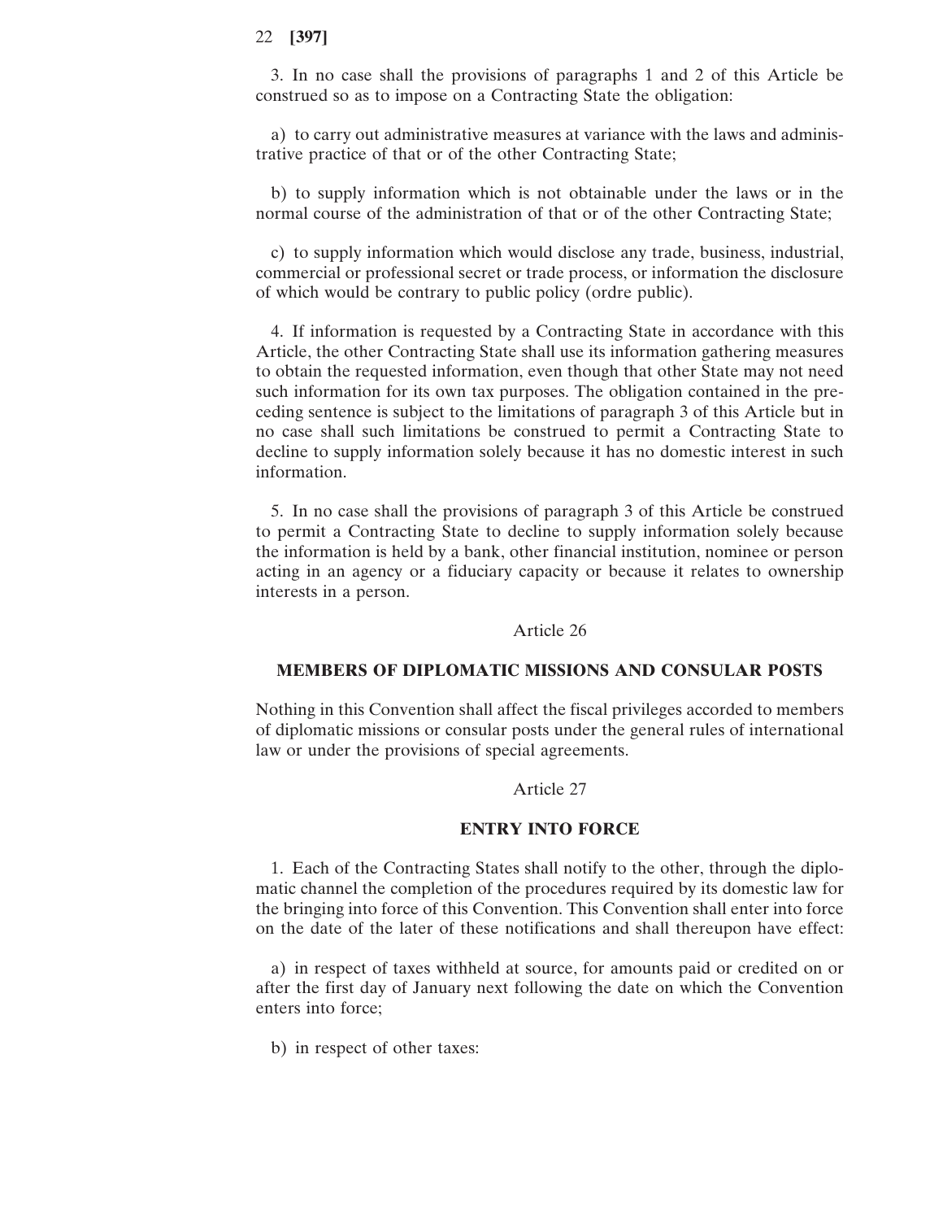3. In no case shall the provisions of paragraphs 1 and 2 of this Article be construed so as to impose on a Contracting State the obligation:

a) to carry out administrative measures at variance with the laws and administrative practice of that or of the other Contracting State;

b) to supply information which is not obtainable under the laws or in the normal course of the administration of that or of the other Contracting State;

c) to supply information which would disclose any trade, business, industrial, commercial or professional secret or trade process, or information the disclosure of which would be contrary to public policy (ordre public).

4. If information is requested by a Contracting State in accordance with this Article, the other Contracting State shall use its information gathering measures to obtain the requested information, even though that other State may not need such information for its own tax purposes. The obligation contained in the preceding sentence is subject to the limitations of paragraph 3 of this Article but in no case shall such limitations be construed to permit a Contracting State to decline to supply information solely because it has no domestic interest in such information.

5. In no case shall the provisions of paragraph 3 of this Article be construed to permit a Contracting State to decline to supply information solely because the information is held by a bank, other financial institution, nominee or person acting in an agency or a fiduciary capacity or because it relates to ownership interests in a person.

Article 26

## MEMBERS OF DIPLOMATIC MISSIONS AND CONSULAR POSTS

Nothing in this Convention shall affect the fiscal privileges accorded to members of diplomatic missions or consular posts under the general rules of international law or under the provisions of special agreements.

Article 27

## ENTRY INTO FORCE

1. Each of the Contracting States shall notify to the other, through the diplomatic channel the completion of the procedures required by its domestic law for the bringing into force of this Convention. This Convention shall enter into force on the date of the later of these notifications and shall thereupon have effect:

a) in respect of taxes withheld at source, for amounts paid or credited on or after the first day of January next following the date on which the Convention enters into force;

b) in respect of other taxes: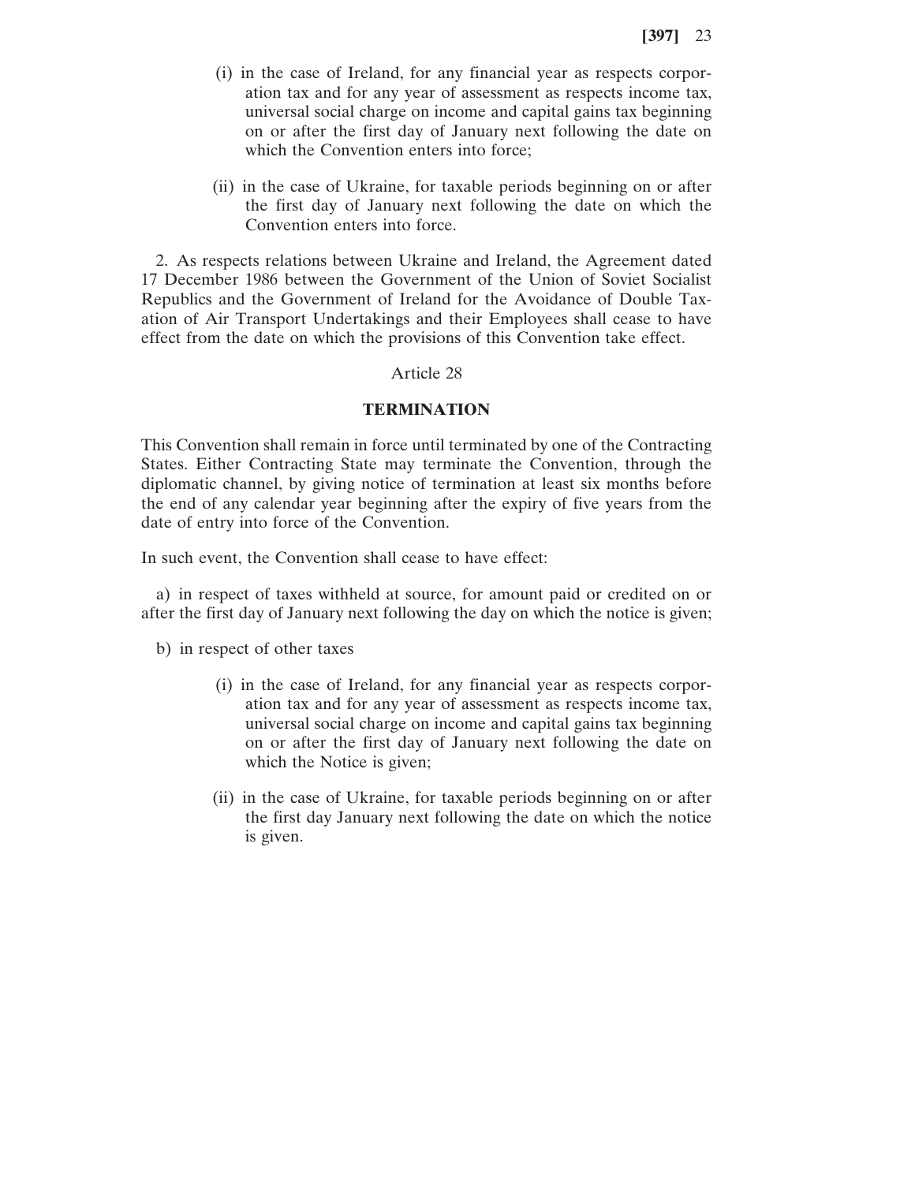(i) in the case of Ireland, for any financial year as respects corporation tax and for any year of assessment as respects income tax, universal social charge on income and capital gains tax beginning on or after the first day of January next following the date on which the Convention enters into force;

(ii) in the case of Ukraine, for taxable periods beginning on or after the first day of January next following the date on which the Convention enters into force.

2. As respects relations between Ukraine and Ireland, the Agreement dated 17 December 1986 between the Government of the Union of Soviet Socialist Republics and the Government of Ireland for the Avoidance of Double Taxation of Air Transport Undertakings and their Employees shall cease to have effect from the date on which the provisions of this Convention take effect.

## Article 28

### TERMINATION

This Convention shall remain in force until terminated by one of the Contracting States. Either Contracting State may terminate the Convention, through the diplomatic channel, by giving notice of termination at least six months before the end of any calendar year beginning after the expiry of five years from the date of entry into force of the Convention.

In such event, the Convention shall cease to have effect:

a) in respect of taxes withheld at source, for amount paid or credited on or after the first day of January next following the day on which the notice is given;

b) in respect of other taxes

(i) in the case of Ireland, for any financial year as respects corporation tax and for any year of assessment as respects income tax, universal social charge on income and capital gains tax beginning on or after the first day of January next following the date on which the Notice is given;

(ii) in the case of Ukraine, for taxable periods beginning on or after the first day January next following the date on which the notice is given.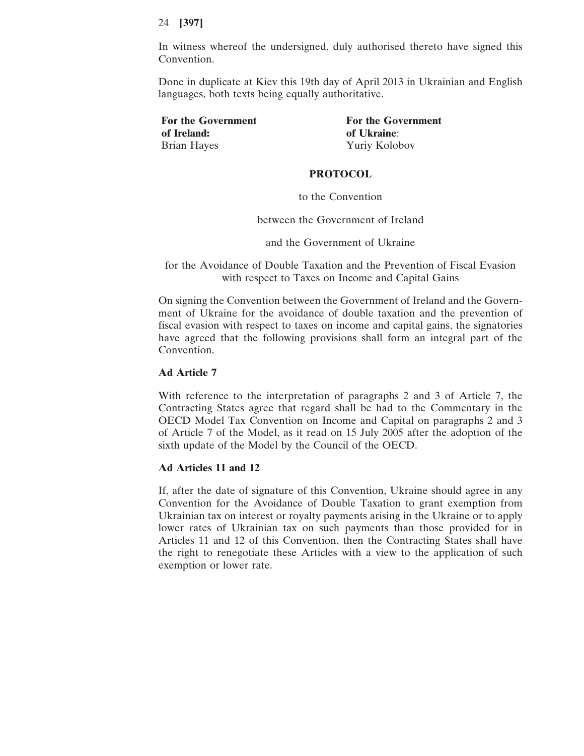In witness whereof the undersigned, duly authorised thereto have signed this Convention.

Done in duplicate at Kiev this 19th day of April 2013 in Ukrainian and English languages, both texts being equally authoritative.

| **For the Government of Ireland:** | **For the Government of Ukraine**: |
|---|---|
| Brian Hayes | Yuriy Kolobov |

## PROTOCOL

to the Convention

between the Government of Ireland

and the Government of Ukraine

for the Avoidance of Double Taxation and the Prevention of Fiscal Evasion with respect to Taxes on Income and Capital Gains

On signing the Convention between the Government of Ireland and the Government of Ukraine for the avoidance of double taxation and the prevention of fiscal evasion with respect to taxes on income and capital gains, the signatories have agreed that the following provisions shall form an integral part of the Convention.

### Ad Article 7

With reference to the interpretation of paragraphs 2 and 3 of Article 7, the Contracting States agree that regard shall be had to the Commentary in the OECD Model Tax Convention on Income and Capital on paragraphs 2 and 3 of Article 7 of the Model, as it read on 15 July 2005 after the adoption of the sixth update of the Model by the Council of the OECD.

### Ad Articles 11 and 12

If, after the date of signature of this Convention, Ukraine should agree in any Convention for the Avoidance of Double Taxation to grant exemption from Ukrainian tax on interest or royalty payments arising in the Ukraine or to apply lower rates of Ukrainian tax on such payments than those provided for in Articles 11 and 12 of this Convention, then the Contracting States shall have the right to renegotiate these Articles with a view to the application of such exemption or lower rate.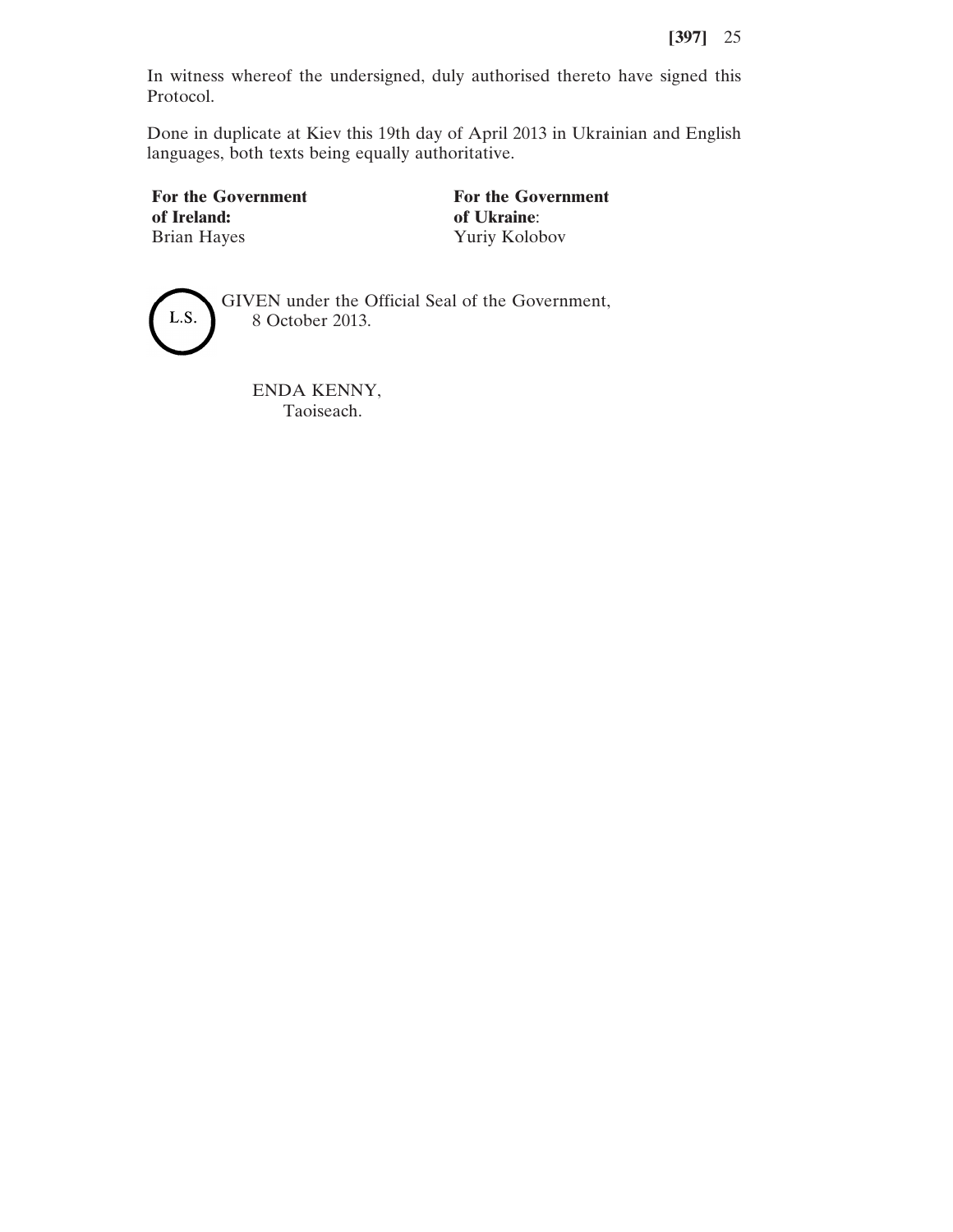In witness whereof the undersigned, duly authorised thereto have signed this Protocol.

Done in duplicate at Kiev this 19th day of April 2013 in Ukrainian and English languages, both texts being equally authoritative.

| **For the Government of Ireland:** | **For the Government of Ukraine**: |
|---|---|
| Brian Hayes | Yuriy Kolobov |

L.S.

GIVEN under the Official Seal of the Government,
8 October 2013.

ENDA KENNY,
Taoiseach.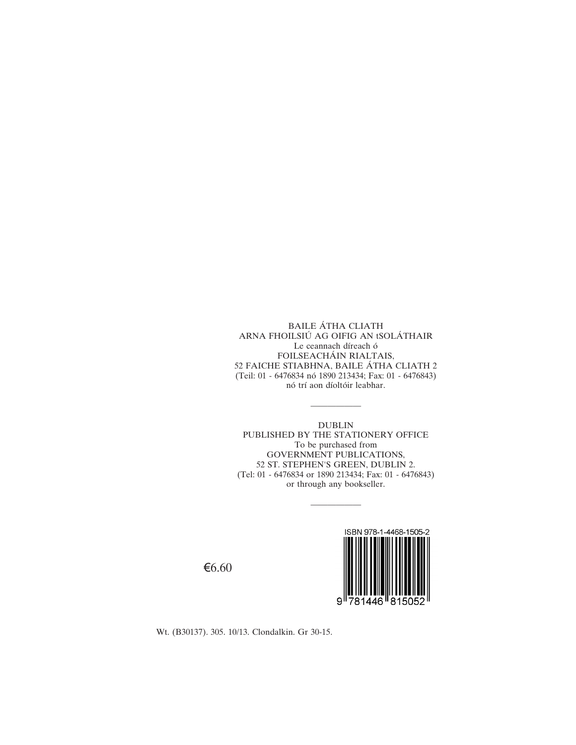BAILE ÁTHA CLIATH
ARNA FHOILSIÚ AG OIFIG AN tSOLÁTHAIR
Le ceannach díreach ó
FOILSEACHÁIN RIALTAIS,
52 FAICHE STIABHNA, BAILE ÁTHA CLIATH 2
(Teil: 01 - 6476834 nó 1890 213434; Fax: 01 - 6476843)
nó trí aon díoltóir leabhar.

---

DUBLIN
PUBLISHED BY THE STATIONERY OFFICE
To be purchased from
GOVERNMENT PUBLICATIONS,
52 ST. STEPHEN'S GREEN, DUBLIN 2.
(Tel: 01 - 6476834 or 1890 213434; Fax: 01 - 6476843)
or through any bookseller.

---

ISBN 978-1-4468-1505-2

9 781446 815052

€6.60

Wt. (B30137). 305. 10/13. Clondalkin. Gr 30-15.